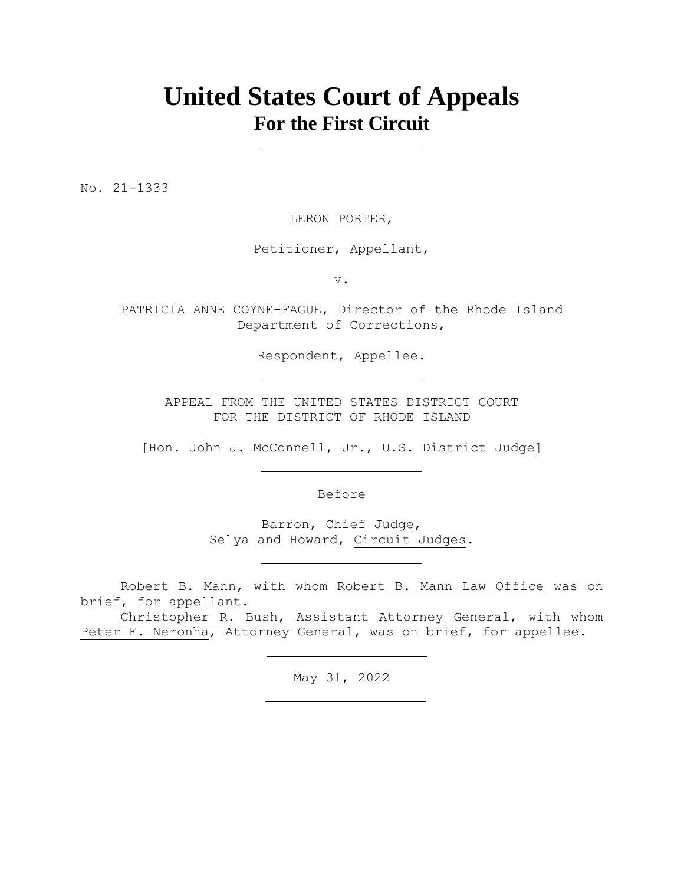# United States Court of Appeals
## For the First Circuit

---

No. 21-1333

LERON PORTER,

Petitioner, Appellant,

v.

PATRICIA ANNE COYNE-FAGUE, Director of the Rhode Island Department of Corrections,

Respondent, Appellee.

---

APPEAL FROM THE UNITED STATES DISTRICT COURT
FOR THE DISTRICT OF RHODE ISLAND

[Hon. John J. McConnell, Jr., U.S. District Judge]

---

Before

Barron, Chief Judge,
Selya and Howard, Circuit Judges.

---

Robert B. Mann, with whom Robert B. Mann Law Office was on brief, for appellant.

Christopher R. Bush, Assistant Attorney General, with whom Peter F. Neronha, Attorney General, was on brief, for appellee.

---

May 31, 2022

---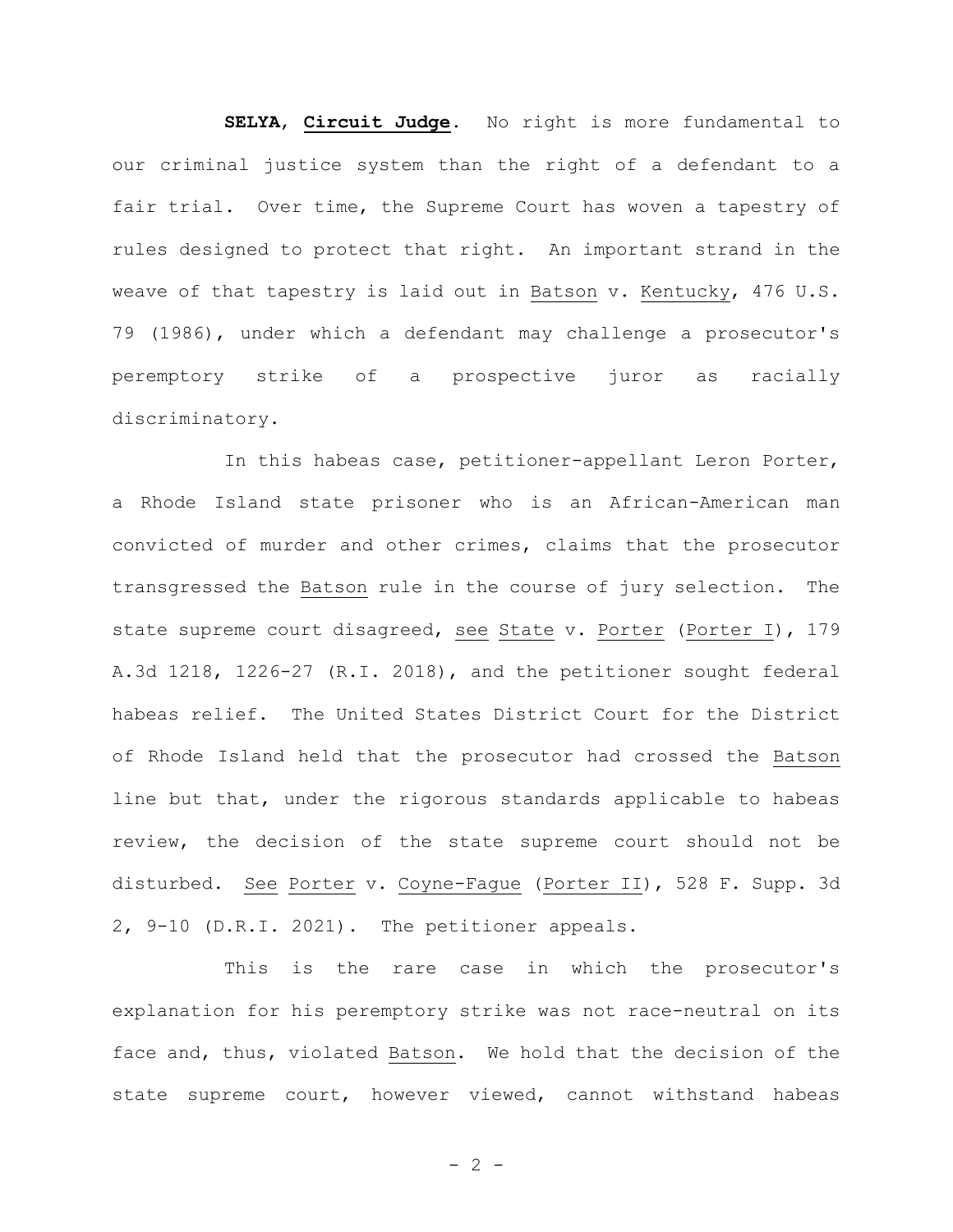**SELYA**, **Circuit Judge**. No right is more fundamental to our criminal justice system than the right of a defendant to a fair trial. Over time, the Supreme Court has woven a tapestry of rules designed to protect that right. An important strand in the weave of that tapestry is laid out in Batson v. Kentucky, 476 U.S. 79 (1986), under which a defendant may challenge a prosecutor's peremptory strike of a prospective juror as racially discriminatory.

In this habeas case, petitioner-appellant Leron Porter, a Rhode Island state prisoner who is an African-American man convicted of murder and other crimes, claims that the prosecutor transgressed the Batson rule in the course of jury selection. The state supreme court disagreed, see State v. Porter (Porter I), 179 A.3d 1218, 1226-27 (R.I. 2018), and the petitioner sought federal habeas relief. The United States District Court for the District of Rhode Island held that the prosecutor had crossed the Batson line but that, under the rigorous standards applicable to habeas review, the decision of the state supreme court should not be disturbed. See Porter v. Coyne-Fague (Porter II), 528 F. Supp. 3d 2, 9-10 (D.R.I. 2021). The petitioner appeals.

This is the rare case in which the prosecutor's explanation for his peremptory strike was not race-neutral on its face and, thus, violated Batson. We hold that the decision of the state supreme court, however viewed, cannot withstand habeas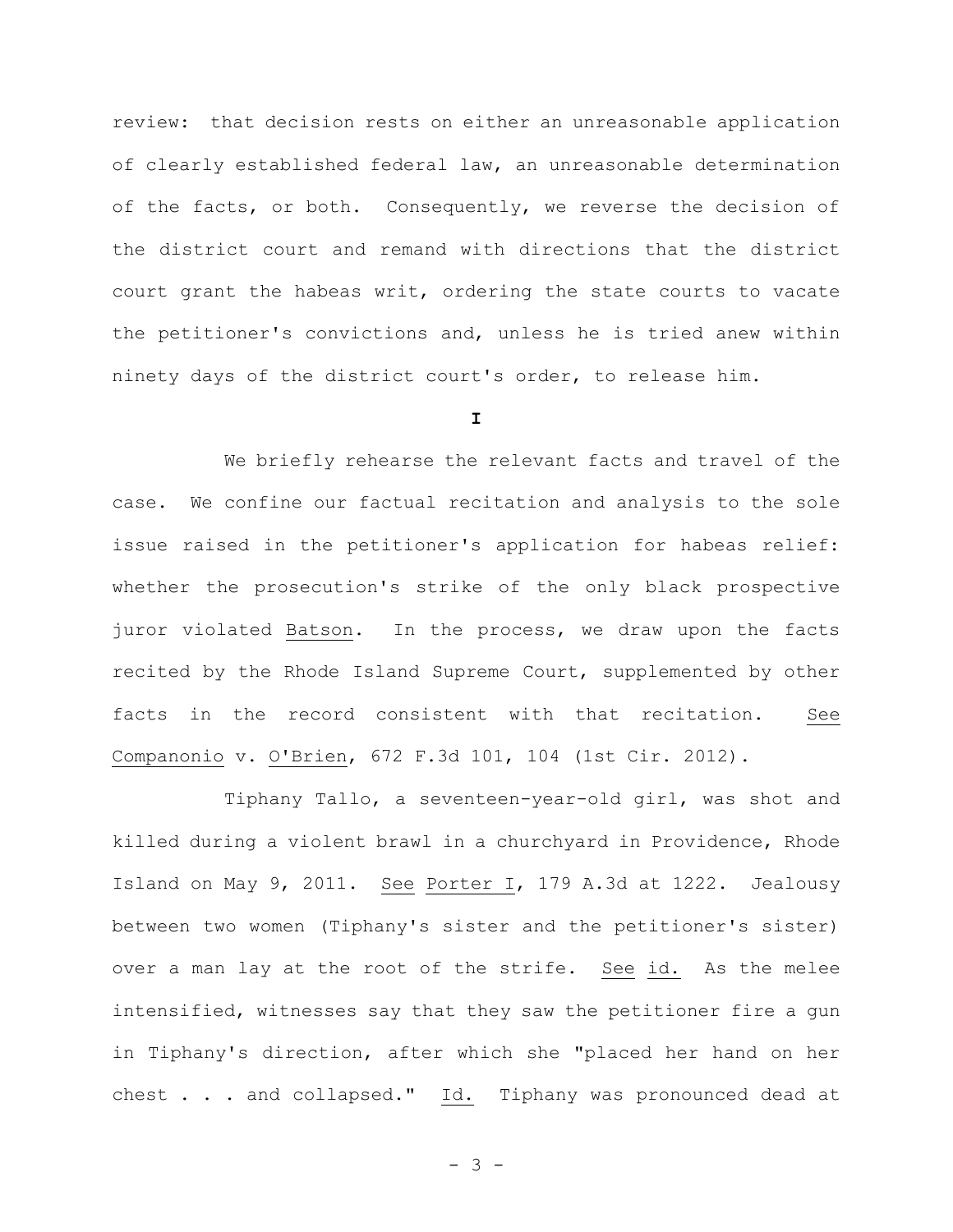review: that decision rests on either an unreasonable application of clearly established federal law, an unreasonable determination of the facts, or both. Consequently, we reverse the decision of the district court and remand with directions that the district court grant the habeas writ, ordering the state courts to vacate the petitioner's convictions and, unless he is tried anew within ninety days of the district court's order, to release him.

**I**

We briefly rehearse the relevant facts and travel of the case. We confine our factual recitation and analysis to the sole issue raised in the petitioner's application for habeas relief: whether the prosecution's strike of the only black prospective juror violated Batson. In the process, we draw upon the facts recited by the Rhode Island Supreme Court, supplemented by other facts in the record consistent with that recitation. See Companonio v. O'Brien, 672 F.3d 101, 104 (1st Cir. 2012).

Tiphany Tallo, a seventeen-year-old girl, was shot and killed during a violent brawl in a churchyard in Providence, Rhode Island on May 9, 2011. See Porter I, 179 A.3d at 1222. Jealousy between two women (Tiphany's sister and the petitioner's sister) over a man lay at the root of the strife. See id. As the melee intensified, witnesses say that they saw the petitioner fire a gun in Tiphany's direction, after which she "placed her hand on her chest . . . and collapsed." Id. Tiphany was pronounced dead at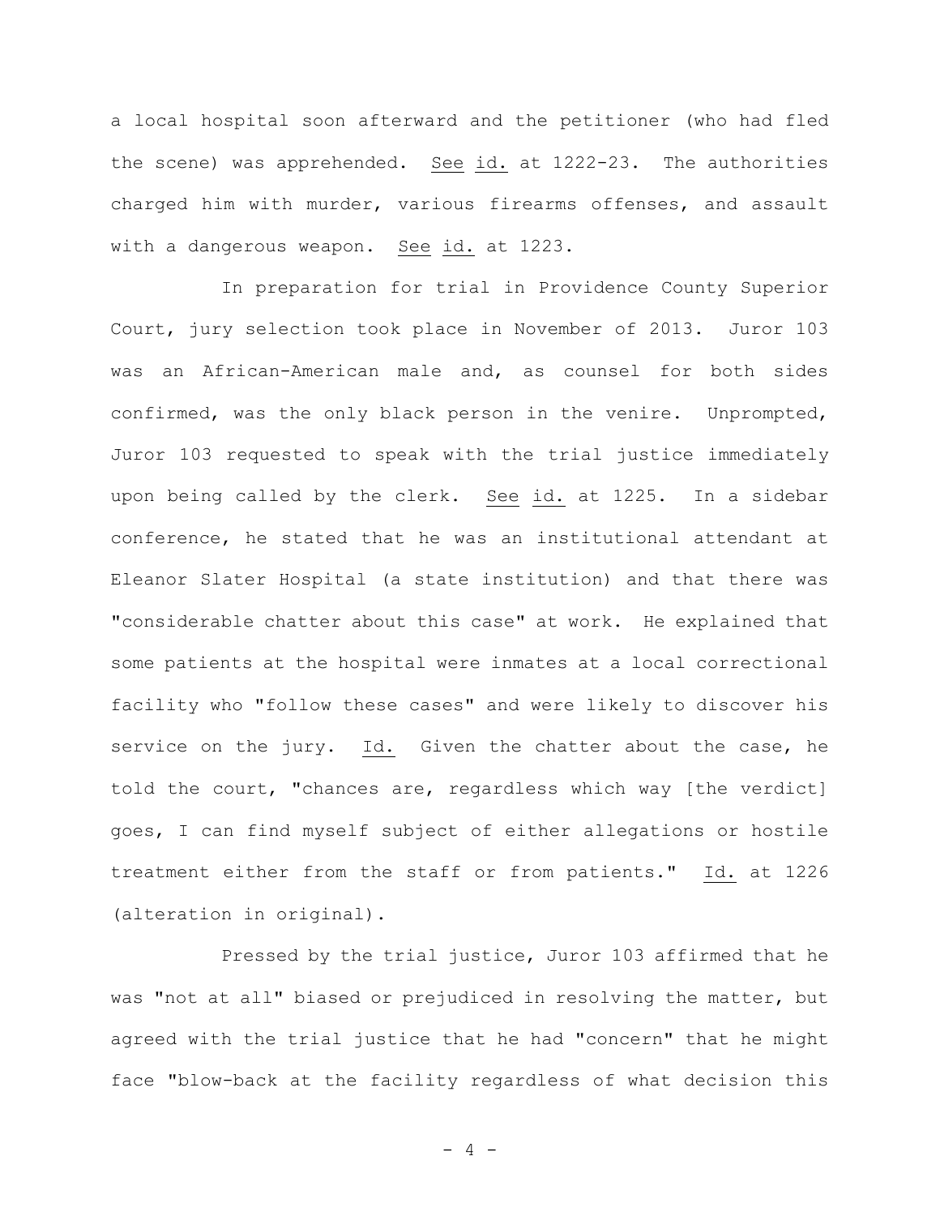a local hospital soon afterward and the petitioner (who had fled the scene) was apprehended. See id. at 1222-23. The authorities charged him with murder, various firearms offenses, and assault with a dangerous weapon. See id. at 1223.

In preparation for trial in Providence County Superior Court, jury selection took place in November of 2013. Juror 103 was an African-American male and, as counsel for both sides confirmed, was the only black person in the venire. Unprompted, Juror 103 requested to speak with the trial justice immediately upon being called by the clerk. See id. at 1225. In a sidebar conference, he stated that he was an institutional attendant at Eleanor Slater Hospital (a state institution) and that there was "considerable chatter about this case" at work. He explained that some patients at the hospital were inmates at a local correctional facility who "follow these cases" and were likely to discover his service on the jury. Id. Given the chatter about the case, he told the court, "chances are, regardless which way [the verdict] goes, I can find myself subject of either allegations or hostile treatment either from the staff or from patients." Id. at 1226 (alteration in original).

Pressed by the trial justice, Juror 103 affirmed that he was "not at all" biased or prejudiced in resolving the matter, but agreed with the trial justice that he had "concern" that he might face "blow-back at the facility regardless of what decision this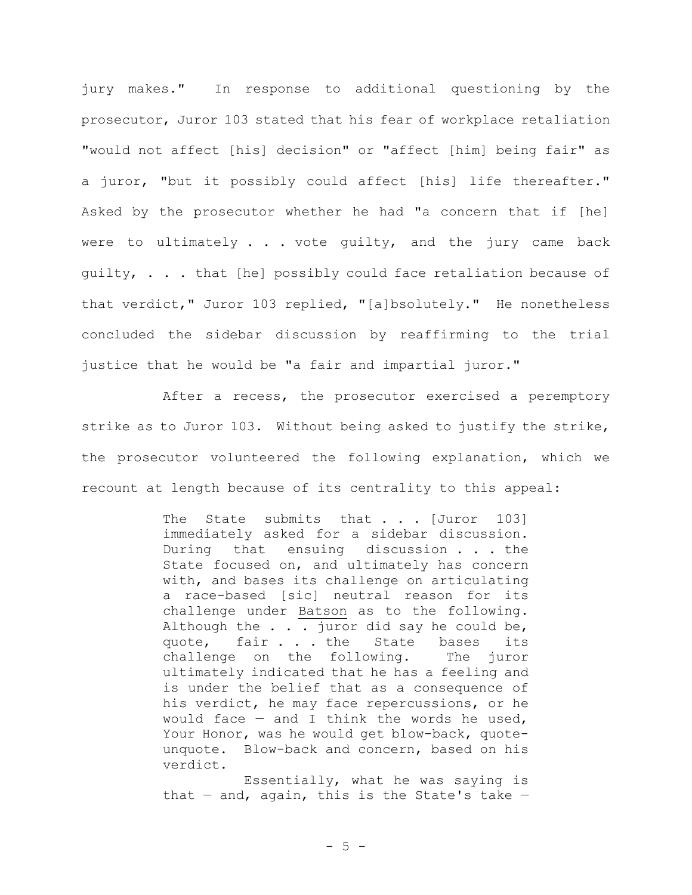jury makes." In response to additional questioning by the prosecutor, Juror 103 stated that his fear of workplace retaliation "would not affect [his] decision" or "affect [him] being fair" as a juror, "but it possibly could affect [his] life thereafter." Asked by the prosecutor whether he had "a concern that if [he] were to ultimately . . . vote guilty, and the jury came back guilty, . . . that [he] possibly could face retaliation because of that verdict," Juror 103 replied, "[a]bsolutely." He nonetheless concluded the sidebar discussion by reaffirming to the trial justice that he would be "a fair and impartial juror."

After a recess, the prosecutor exercised a peremptory strike as to Juror 103. Without being asked to justify the strike, the prosecutor volunteered the following explanation, which we recount at length because of its centrality to this appeal:

> The State submits that . . . [Juror 103] immediately asked for a sidebar discussion. During that ensuing discussion . . . the State focused on, and ultimately has concern with, and bases its challenge on articulating a race-based [sic] neutral reason for its challenge under Batson as to the following. Although the . . . juror did say he could be, quote, fair . . . the State bases its challenge on the following. The juror ultimately indicated that he has a feeling and is under the belief that as a consequence of his verdict, he may face repercussions, or he would face — and I think the words he used, Your Honor, was he would get blow-back, quote-unquote. Blow-back and concern, based on his verdict.
>
> Essentially, what he was saying is that — and, again, this is the State's take —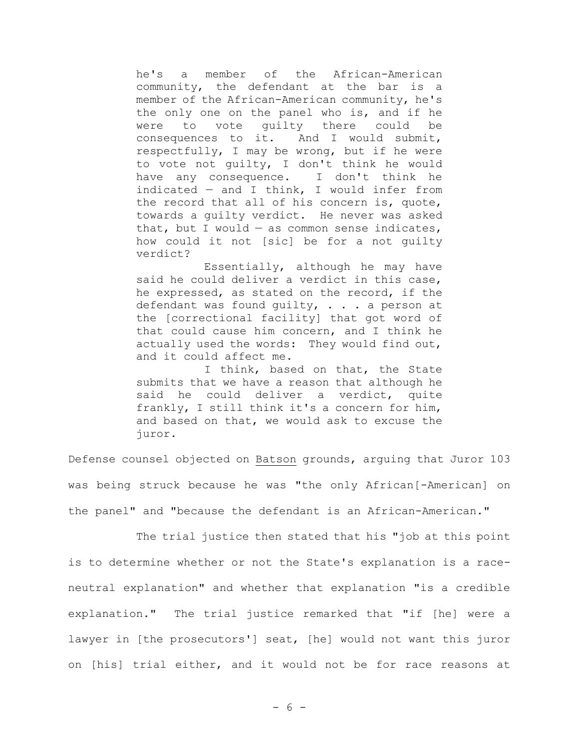> he's a member of the African-American community, the defendant at the bar is a member of the African-American community, he's the only one on the panel who is, and if he were to vote guilty there could be consequences to it. And I would submit, respectfully, I may be wrong, but if he were to vote not guilty, I don't think he would have any consequence. I don't think he indicated — and I think, I would infer from the record that all of his concern is, quote, towards a guilty verdict. He never was asked that, but I would — as common sense indicates, how could it not [sic] be for a not guilty verdict?
>
> Essentially, although he may have said he could deliver a verdict in this case, he expressed, as stated on the record, if the defendant was found guilty, . . . a person at the [correctional facility] that got word of that could cause him concern, and I think he actually used the words: They would find out, and it could affect me.
>
> I think, based on that, the State submits that we have a reason that although he said he could deliver a verdict, quite frankly, I still think it's a concern for him, and based on that, we would ask to excuse the juror.

Defense counsel objected on <u>Batson</u> grounds, arguing that Juror 103 was being struck because he was "the only African[-American] on the panel" and "because the defendant is an African-American."

The trial justice then stated that his "job at this point is to determine whether or not the State's explanation is a race-neutral explanation" and whether that explanation "is a credible explanation." The trial justice remarked that "if [he] were a lawyer in [the prosecutors'] seat, [he] would not want this juror on [his] trial either, and it would not be for race reasons at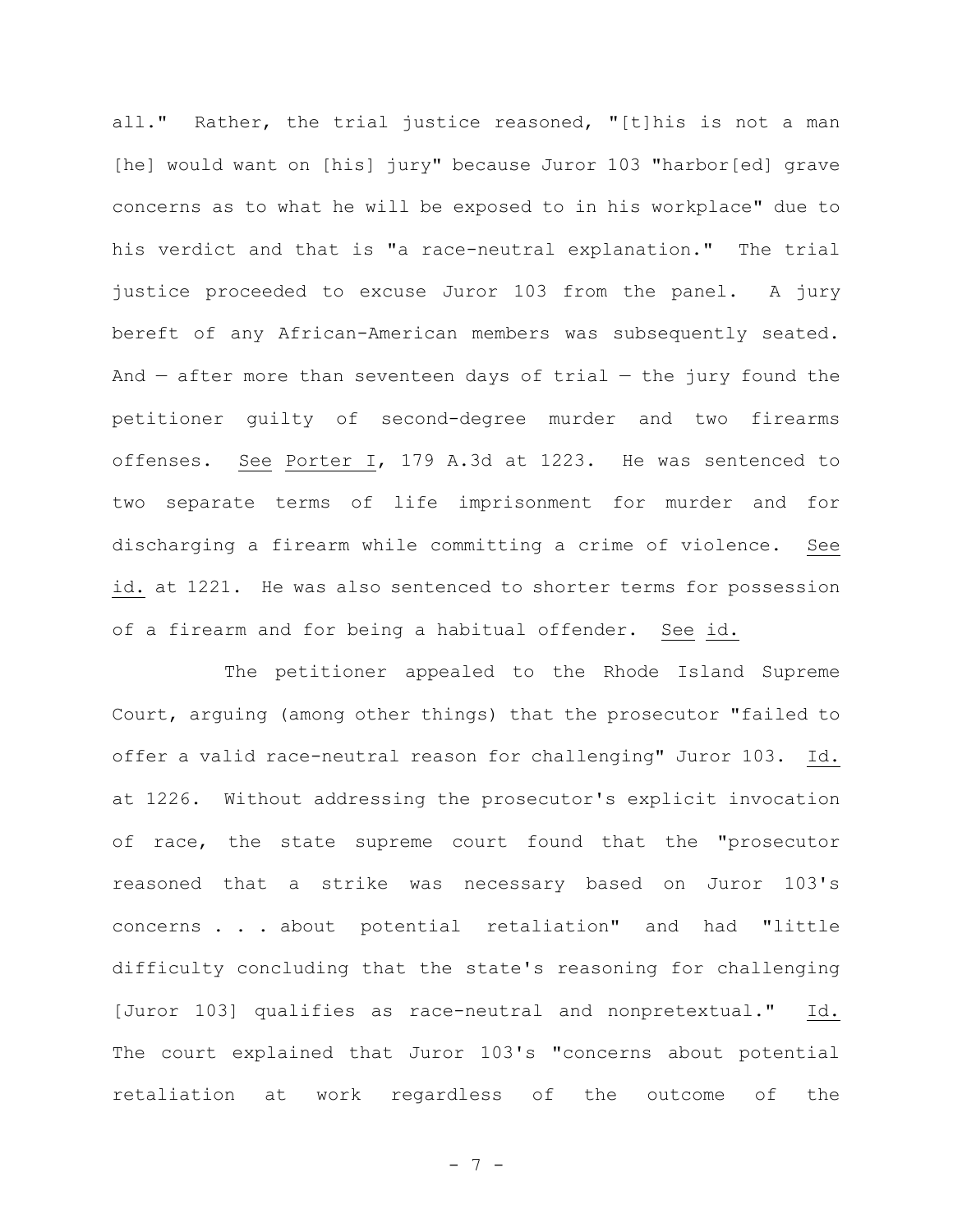all." Rather, the trial justice reasoned, "[t]his is not a man [he] would want on [his] jury" because Juror 103 "harbor[ed] grave concerns as to what he will be exposed to in his workplace" due to his verdict and that is "a race-neutral explanation." The trial justice proceeded to excuse Juror 103 from the panel. A jury bereft of any African-American members was subsequently seated. And — after more than seventeen days of trial — the jury found the petitioner guilty of second-degree murder and two firearms offenses. See Porter I, 179 A.3d at 1223. He was sentenced to two separate terms of life imprisonment for murder and for discharging a firearm while committing a crime of violence. See id. at 1221. He was also sentenced to shorter terms for possession of a firearm and for being a habitual offender. See id.

The petitioner appealed to the Rhode Island Supreme Court, arguing (among other things) that the prosecutor "failed to offer a valid race-neutral reason for challenging" Juror 103. Id. at 1226. Without addressing the prosecutor's explicit invocation of race, the state supreme court found that the "prosecutor reasoned that a strike was necessary based on Juror 103's concerns . . . about potential retaliation" and had "little difficulty concluding that the state's reasoning for challenging [Juror 103] qualifies as race-neutral and nonpretextual." Id. The court explained that Juror 103's "concerns about potential retaliation at work regardless of the outcome of the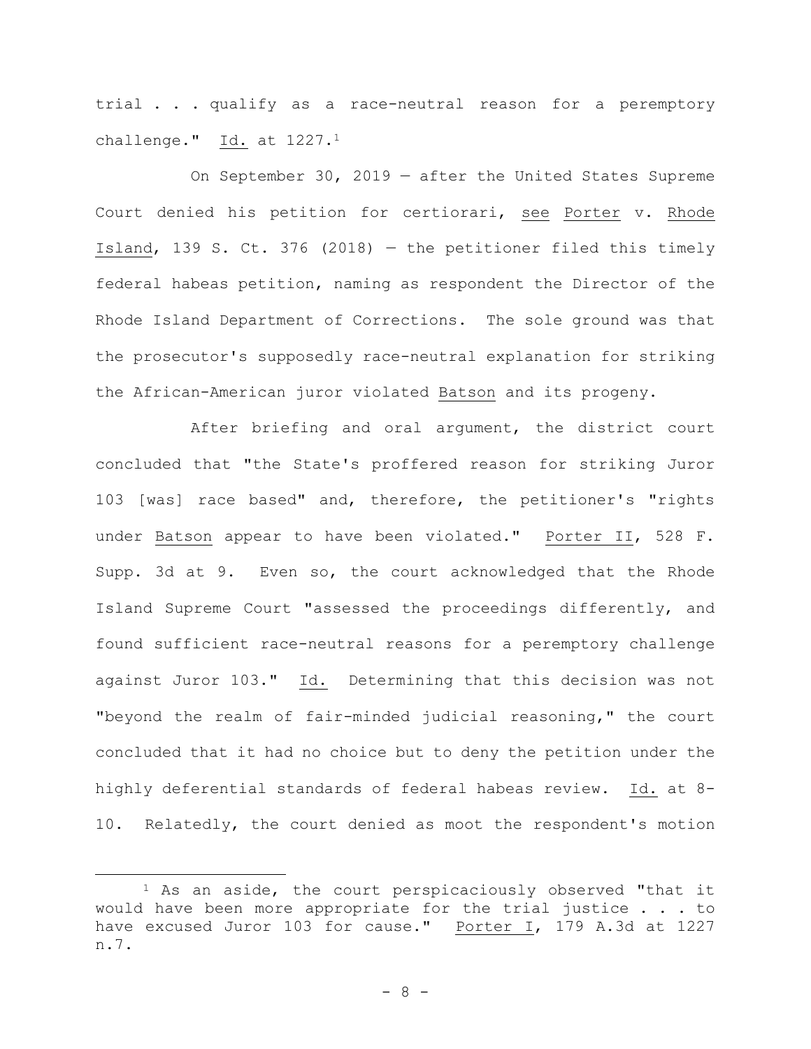trial . . . qualify as a race-neutral reason for a peremptory challenge." Id. at 1227.[1]

On September 30, 2019 — after the United States Supreme Court denied his petition for certiorari, see Porter v. Rhode Island, 139 S. Ct. 376 (2018) — the petitioner filed this timely federal habeas petition, naming as respondent the Director of the Rhode Island Department of Corrections. The sole ground was that the prosecutor's supposedly race-neutral explanation for striking the African-American juror violated Batson and its progeny.

After briefing and oral argument, the district court concluded that "the State's proffered reason for striking Juror 103 [was] race based" and, therefore, the petitioner's "rights under Batson appear to have been violated." Porter II, 528 F. Supp. 3d at 9. Even so, the court acknowledged that the Rhode Island Supreme Court "assessed the proceedings differently, and found sufficient race-neutral reasons for a peremptory challenge against Juror 103." Id. Determining that this decision was not "beyond the realm of fair-minded judicial reasoning," the court concluded that it had no choice but to deny the petition under the highly deferential standards of federal habeas review. Id. at 8-10. Relatedly, the court denied as moot the respondent's motion

[1] As an aside, the court perspicaciously observed "that it would have been more appropriate for the trial justice . . . to have excused Juror 103 for cause." Porter I, 179 A.3d at 1227 n.7.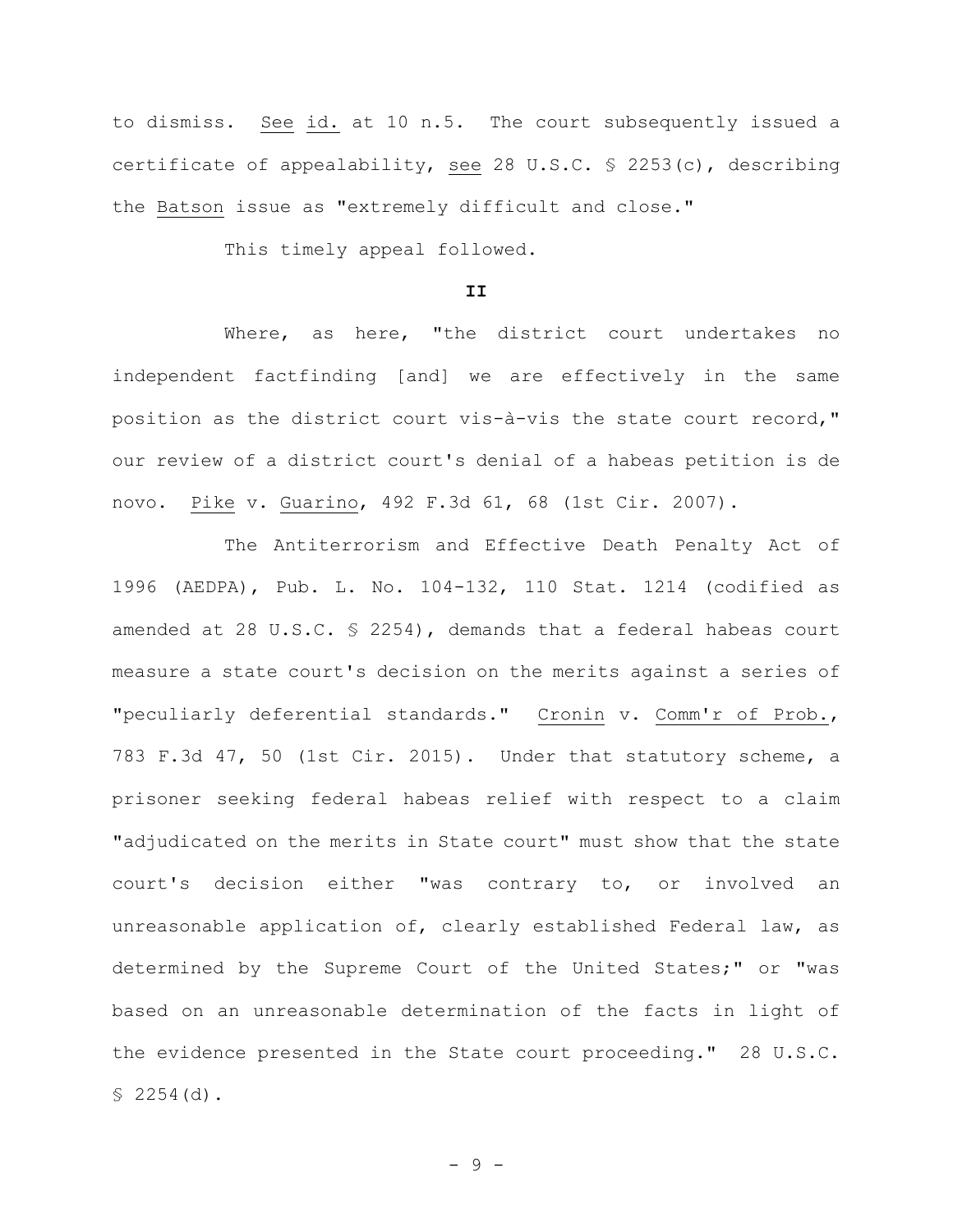to dismiss. See id. at 10 n.5. The court subsequently issued a certificate of appealability, see 28 U.S.C. § 2253(c), describing the Batson issue as "extremely difficult and close."

This timely appeal followed.

**II**

Where, as here, "the district court undertakes no independent factfinding [and] we are effectively in the same position as the district court vis-à-vis the state court record," our review of a district court's denial of a habeas petition is de novo. Pike v. Guarino, 492 F.3d 61, 68 (1st Cir. 2007).

The Antiterrorism and Effective Death Penalty Act of 1996 (AEDPA), Pub. L. No. 104-132, 110 Stat. 1214 (codified as amended at 28 U.S.C. § 2254), demands that a federal habeas court measure a state court's decision on the merits against a series of "peculiarly deferential standards." Cronin v. Comm'r of Prob., 783 F.3d 47, 50 (1st Cir. 2015). Under that statutory scheme, a prisoner seeking federal habeas relief with respect to a claim "adjudicated on the merits in State court" must show that the state court's decision either "was contrary to, or involved an unreasonable application of, clearly established Federal law, as determined by the Supreme Court of the United States;" or "was based on an unreasonable determination of the facts in light of the evidence presented in the State court proceeding." 28 U.S.C. § 2254(d).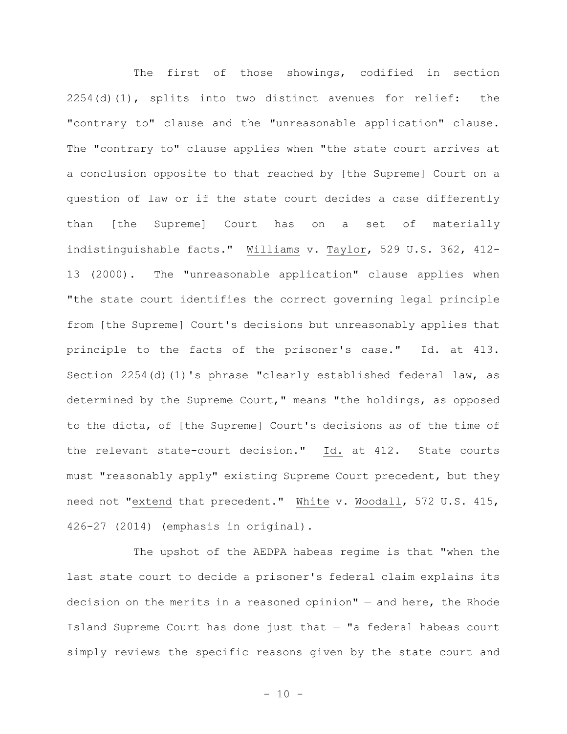The first of those showings, codified in section 2254(d)(1), splits into two distinct avenues for relief: the "contrary to" clause and the "unreasonable application" clause. The "contrary to" clause applies when "the state court arrives at a conclusion opposite to that reached by [the Supreme] Court on a question of law or if the state court decides a case differently than [the Supreme] Court has on a set of materially indistinguishable facts." Williams v. Taylor, 529 U.S. 362, 412-13 (2000). The "unreasonable application" clause applies when "the state court identifies the correct governing legal principle from [the Supreme] Court's decisions but unreasonably applies that principle to the facts of the prisoner's case." Id. at 413. Section 2254(d)(1)'s phrase "clearly established federal law, as determined by the Supreme Court," means "the holdings, as opposed to the dicta, of [the Supreme] Court's decisions as of the time of the relevant state-court decision." Id. at 412. State courts must "reasonably apply" existing Supreme Court precedent, but they need not "extend that precedent." White v. Woodall, 572 U.S. 415, 426-27 (2014) (emphasis in original).

The upshot of the AEDPA habeas regime is that "when the last state court to decide a prisoner's federal claim explains its decision on the merits in a reasoned opinion" — and here, the Rhode Island Supreme Court has done just that — "a federal habeas court simply reviews the specific reasons given by the state court and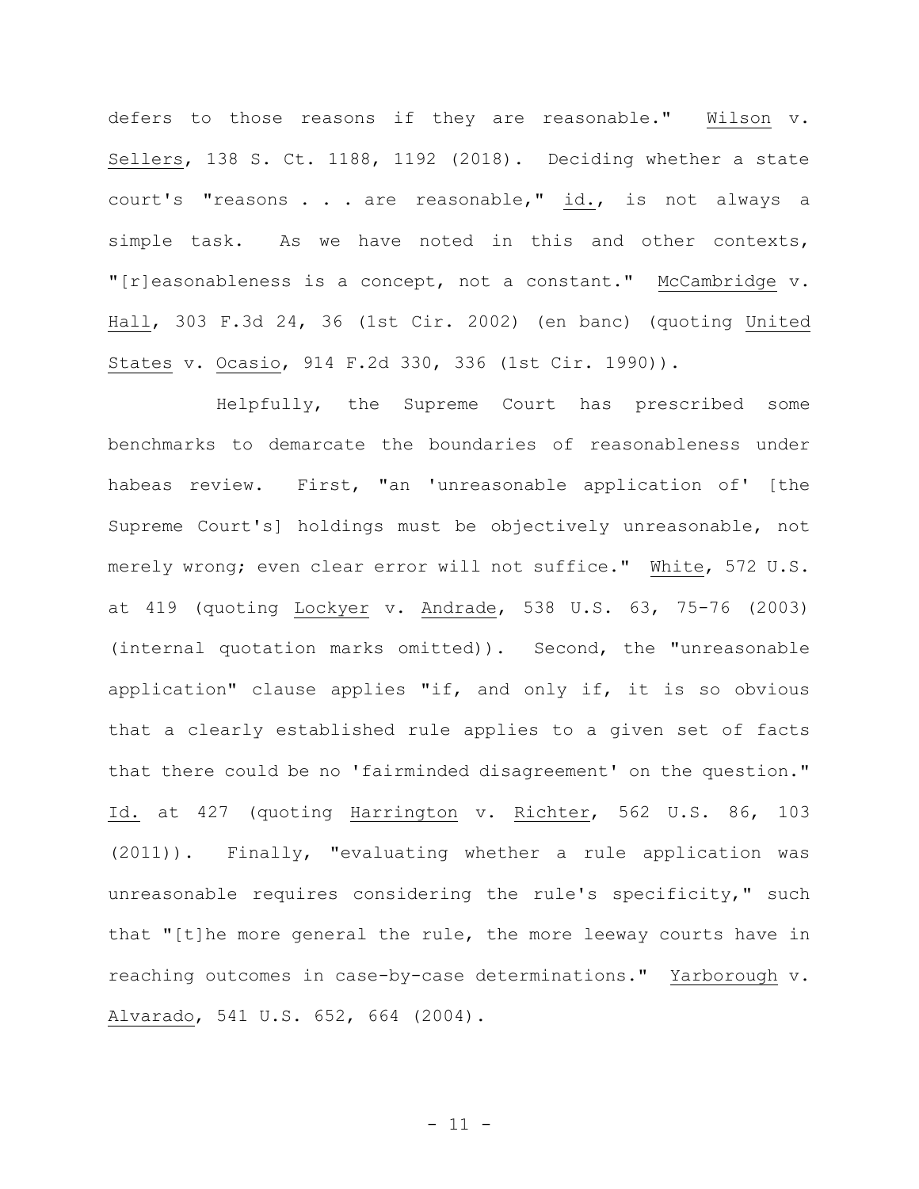defers to those reasons if they are reasonable." Wilson v. Sellers, 138 S. Ct. 1188, 1192 (2018). Deciding whether a state court's "reasons . . . are reasonable," id., is not always a simple task. As we have noted in this and other contexts, "[r]easonableness is a concept, not a constant." McCambridge v. Hall, 303 F.3d 24, 36 (1st Cir. 2002) (en banc) (quoting United States v. Ocasio, 914 F.2d 330, 336 (1st Cir. 1990)).

Helpfully, the Supreme Court has prescribed some benchmarks to demarcate the boundaries of reasonableness under habeas review. First, "an 'unreasonable application of' [the Supreme Court's] holdings must be objectively unreasonable, not merely wrong; even clear error will not suffice." White, 572 U.S. at 419 (quoting Lockyer v. Andrade, 538 U.S. 63, 75-76 (2003) (internal quotation marks omitted)). Second, the "unreasonable application" clause applies "if, and only if, it is so obvious that a clearly established rule applies to a given set of facts that there could be no 'fairminded disagreement' on the question." Id. at 427 (quoting Harrington v. Richter, 562 U.S. 86, 103 (2011)). Finally, "evaluating whether a rule application was unreasonable requires considering the rule's specificity," such that "[t]he more general the rule, the more leeway courts have in reaching outcomes in case-by-case determinations." Yarborough v. Alvarado, 541 U.S. 652, 664 (2004).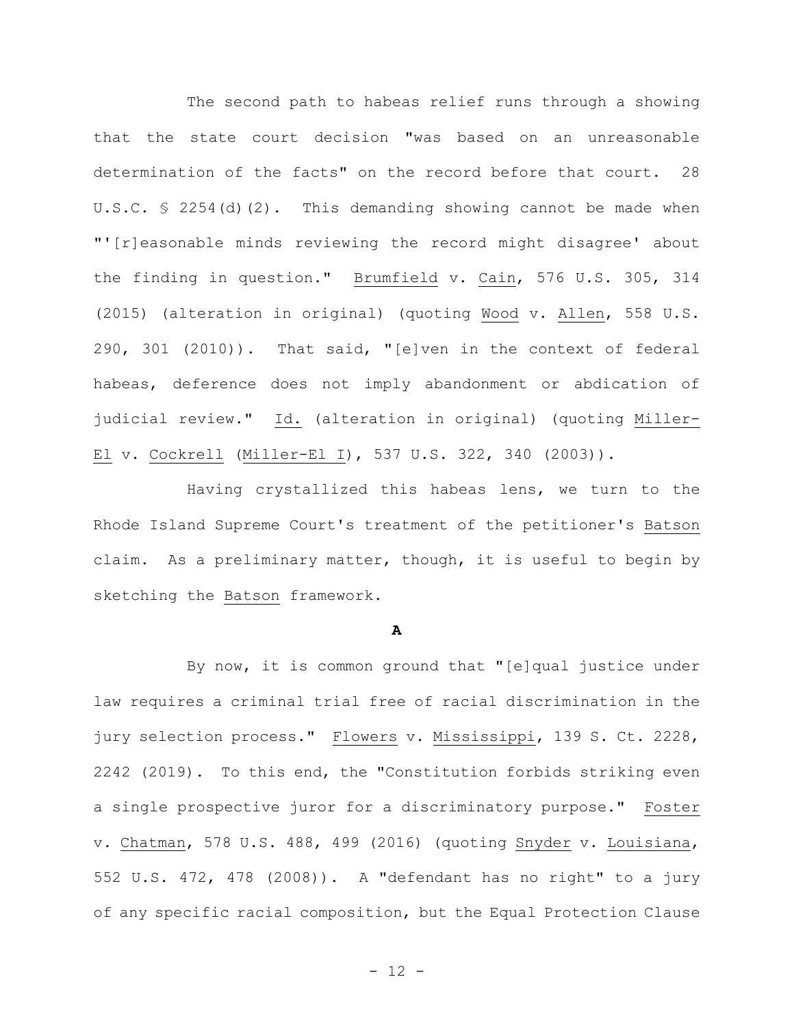The second path to habeas relief runs through a showing that the state court decision "was based on an unreasonable determination of the facts" on the record before that court. 28 U.S.C. § 2254(d)(2). This demanding showing cannot be made when "'[r]easonable minds reviewing the record might disagree' about the finding in question." Brumfield v. Cain, 576 U.S. 305, 314 (2015) (alteration in original) (quoting Wood v. Allen, 558 U.S. 290, 301 (2010)). That said, "[e]ven in the context of federal habeas, deference does not imply abandonment or abdication of judicial review." Id. (alteration in original) (quoting Miller-El v. Cockrell (Miller-El I), 537 U.S. 322, 340 (2003)).

Having crystallized this habeas lens, we turn to the Rhode Island Supreme Court's treatment of the petitioner's Batson claim. As a preliminary matter, though, it is useful to begin by sketching the Batson framework.

**A**

By now, it is common ground that "[e]qual justice under law requires a criminal trial free of racial discrimination in the jury selection process." Flowers v. Mississippi, 139 S. Ct. 2228, 2242 (2019). To this end, the "Constitution forbids striking even a single prospective juror for a discriminatory purpose." Foster v. Chatman, 578 U.S. 488, 499 (2016) (quoting Snyder v. Louisiana, 552 U.S. 472, 478 (2008)). A "defendant has no right" to a jury of any specific racial composition, but the Equal Protection Clause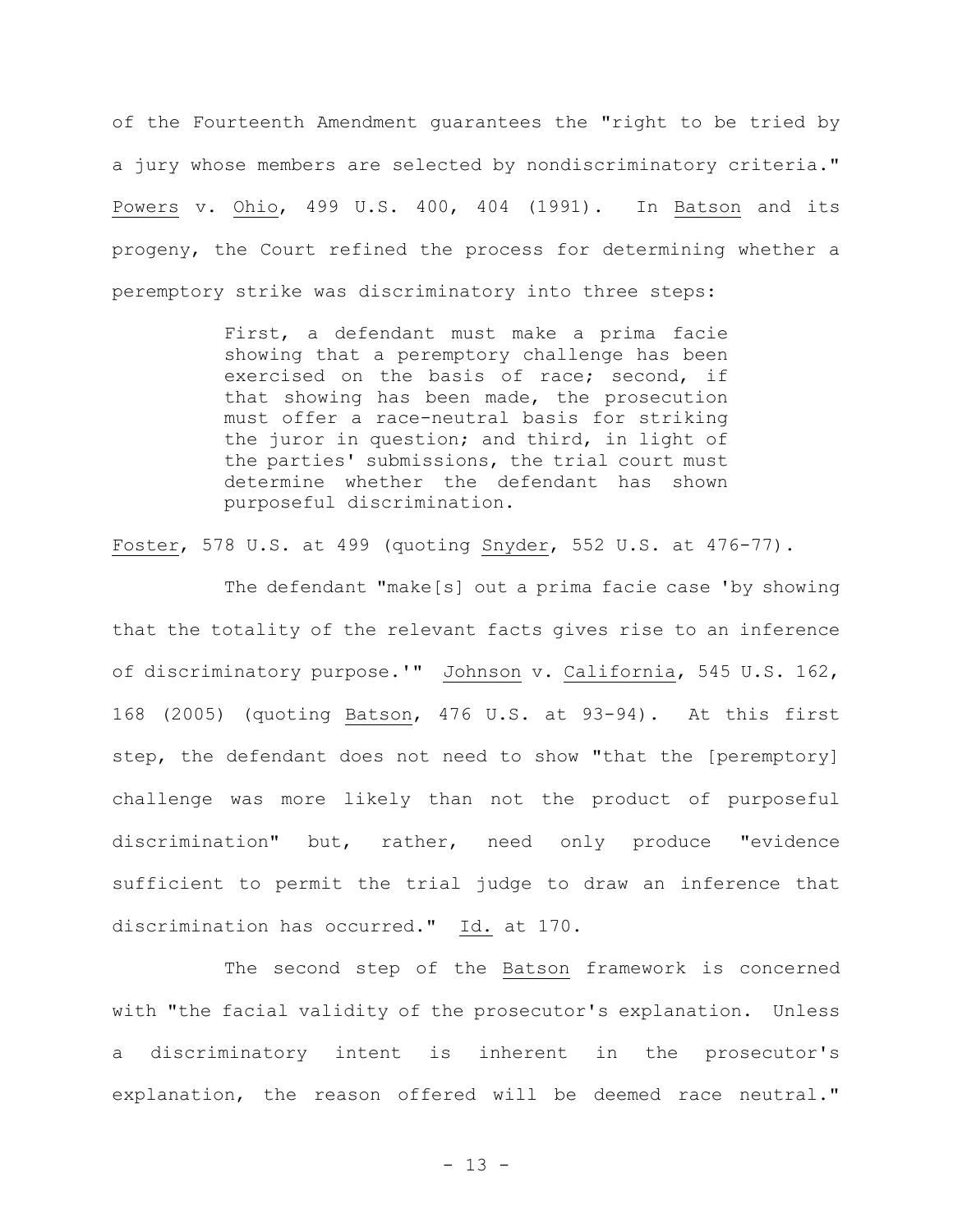of the Fourteenth Amendment guarantees the "right to be tried by a jury whose members are selected by nondiscriminatory criteria." Powers v. Ohio, 499 U.S. 400, 404 (1991). In Batson and its progeny, the Court refined the process for determining whether a peremptory strike was discriminatory into three steps:

> First, a defendant must make a prima facie showing that a peremptory challenge has been exercised on the basis of race; second, if that showing has been made, the prosecution must offer a race-neutral basis for striking the juror in question; and third, in light of the parties' submissions, the trial court must determine whether the defendant has shown purposeful discrimination.

Foster, 578 U.S. at 499 (quoting Snyder, 552 U.S. at 476-77).

The defendant "make[s] out a prima facie case 'by showing that the totality of the relevant facts gives rise to an inference of discriminatory purpose.'" Johnson v. California, 545 U.S. 162, 168 (2005) (quoting Batson, 476 U.S. at 93-94). At this first step, the defendant does not need to show "that the [peremptory] challenge was more likely than not the product of purposeful discrimination" but, rather, need only produce "evidence sufficient to permit the trial judge to draw an inference that discrimination has occurred." Id. at 170.

The second step of the Batson framework is concerned with "the facial validity of the prosecutor's explanation. Unless a discriminatory intent is inherent in the prosecutor's explanation, the reason offered will be deemed race neutral."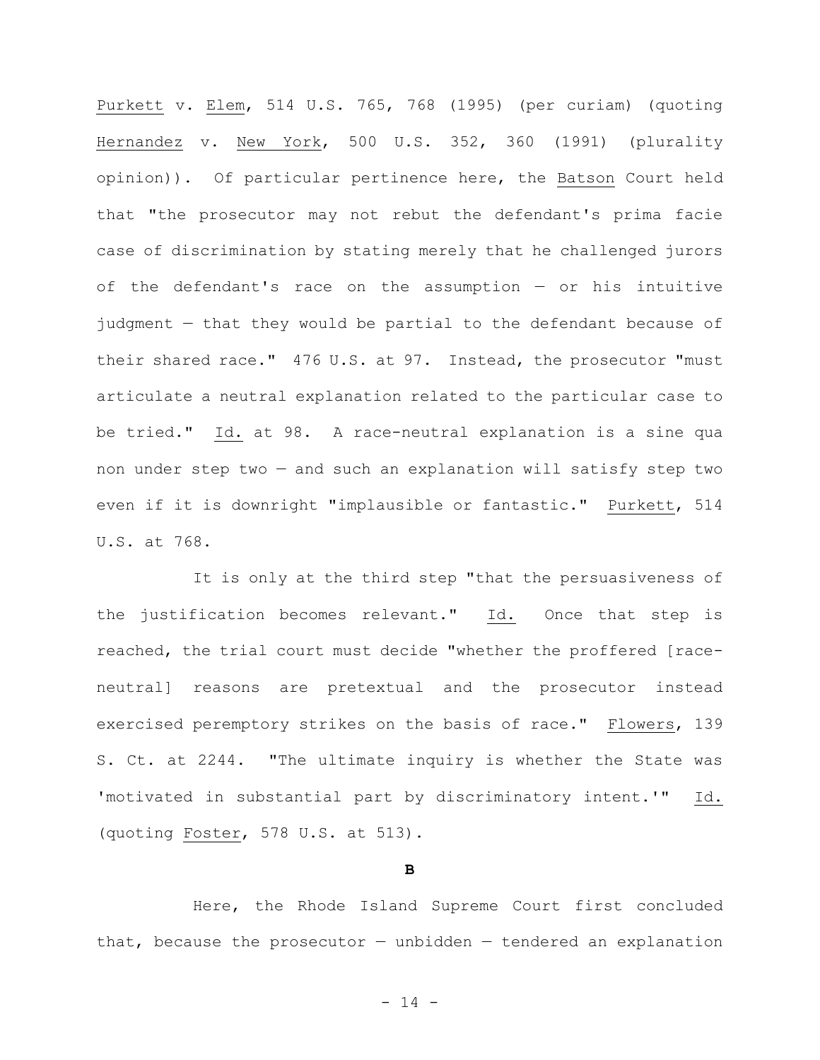Purkett v. Elem, 514 U.S. 765, 768 (1995) (per curiam) (quoting Hernandez v. New York, 500 U.S. 352, 360 (1991) (plurality opinion)). Of particular pertinence here, the Batson Court held that "the prosecutor may not rebut the defendant's prima facie case of discrimination by stating merely that he challenged jurors of the defendant's race on the assumption — or his intuitive judgment — that they would be partial to the defendant because of their shared race." 476 U.S. at 97. Instead, the prosecutor "must articulate a neutral explanation related to the particular case to be tried." Id. at 98. A race-neutral explanation is a sine qua non under step two — and such an explanation will satisfy step two even if it is downright "implausible or fantastic." Purkett, 514 U.S. at 768.

It is only at the third step "that the persuasiveness of the justification becomes relevant." Id. Once that step is reached, the trial court must decide "whether the proffered [race-neutral] reasons are pretextual and the prosecutor instead exercised peremptory strikes on the basis of race." Flowers, 139 S. Ct. at 2244. "The ultimate inquiry is whether the State was 'motivated in substantial part by discriminatory intent.'" Id. (quoting Foster, 578 U.S. at 513).

**B**

Here, the Rhode Island Supreme Court first concluded that, because the prosecutor — unbidden — tendered an explanation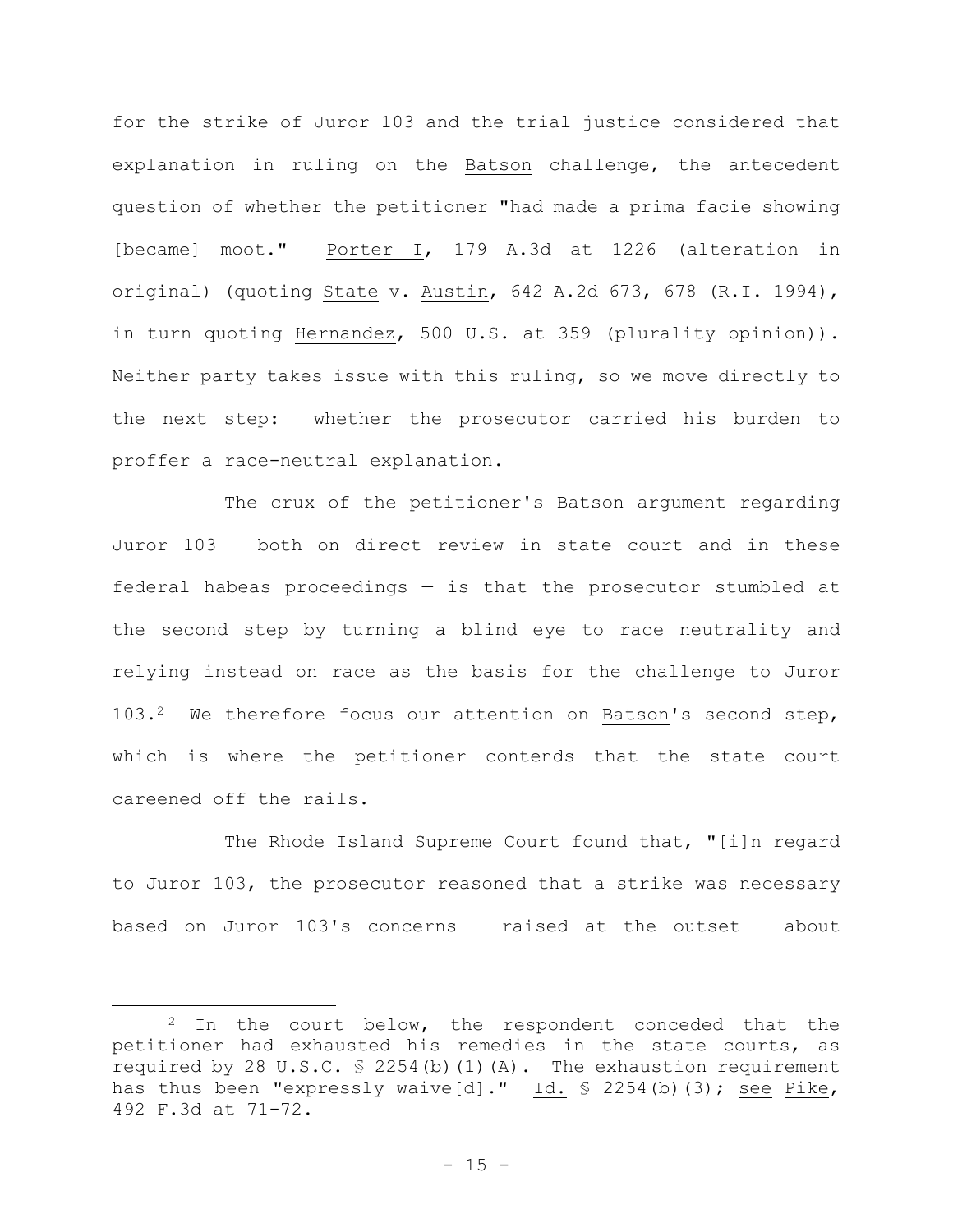for the strike of Juror 103 and the trial justice considered that explanation in ruling on the Batson challenge, the antecedent question of whether the petitioner "had made a prima facie showing [became] moot." Porter I, 179 A.3d at 1226 (alteration in original) (quoting State v. Austin, 642 A.2d 673, 678 (R.I. 1994), in turn quoting Hernandez, 500 U.S. at 359 (plurality opinion)). Neither party takes issue with this ruling, so we move directly to the next step: whether the prosecutor carried his burden to proffer a race-neutral explanation.

The crux of the petitioner's Batson argument regarding Juror 103 — both on direct review in state court and in these federal habeas proceedings — is that the prosecutor stumbled at the second step by turning a blind eye to race neutrality and relying instead on race as the basis for the challenge to Juror 103.[2] We therefore focus our attention on Batson's second step, which is where the petitioner contends that the state court careened off the rails.

The Rhode Island Supreme Court found that, "[i]n regard to Juror 103, the prosecutor reasoned that a strike was necessary based on Juror 103's concerns — raised at the outset — about

---

[2] In the court below, the respondent conceded that the petitioner had exhausted his remedies in the state courts, as required by 28 U.S.C. § 2254(b)(1)(A). The exhaustion requirement has thus been "expressly waive[d]." Id. § 2254(b)(3); see Pike, 492 F.3d at 71-72.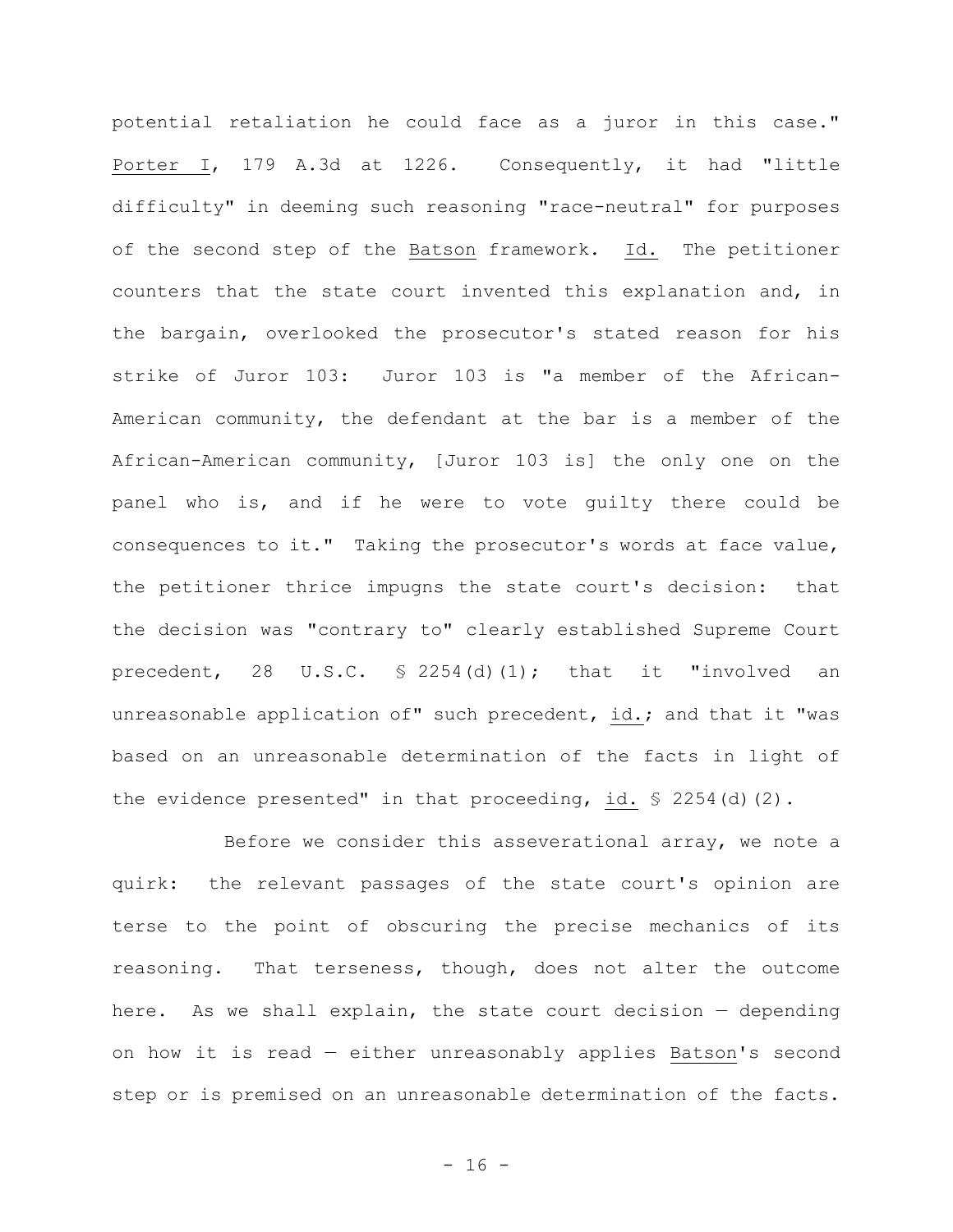potential retaliation he could face as a juror in this case." Porter I, 179 A.3d at 1226. Consequently, it had "little difficulty" in deeming such reasoning "race-neutral" for purposes of the second step of the Batson framework. Id. The petitioner counters that the state court invented this explanation and, in the bargain, overlooked the prosecutor's stated reason for his strike of Juror 103: Juror 103 is "a member of the African-American community, the defendant at the bar is a member of the African-American community, [Juror 103 is] the only one on the panel who is, and if he were to vote guilty there could be consequences to it." Taking the prosecutor's words at face value, the petitioner thrice impugns the state court's decision: that the decision was "contrary to" clearly established Supreme Court precedent, 28 U.S.C. § 2254(d)(1); that it "involved an unreasonable application of" such precedent, id.; and that it "was based on an unreasonable determination of the facts in light of the evidence presented" in that proceeding, id. § 2254(d)(2).

Before we consider this asseverational array, we note a quirk: the relevant passages of the state court's opinion are terse to the point of obscuring the precise mechanics of its reasoning. That terseness, though, does not alter the outcome here. As we shall explain, the state court decision — depending on how it is read — either unreasonably applies Batson's second step or is premised on an unreasonable determination of the facts.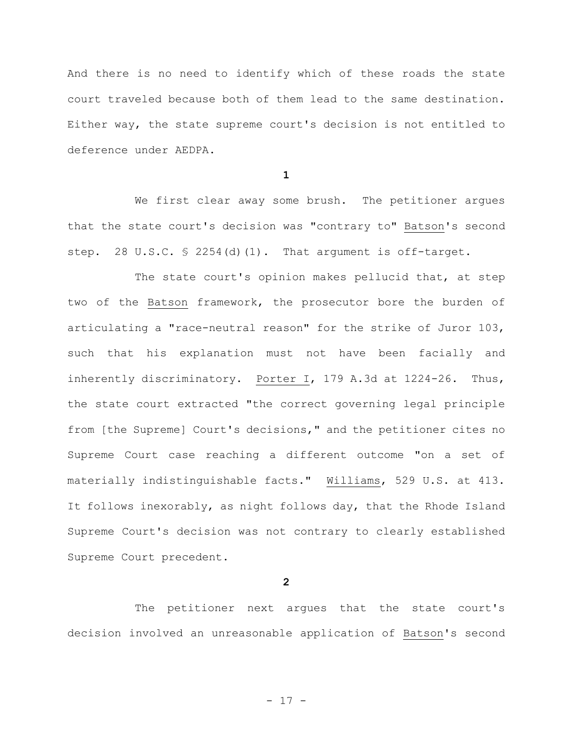And there is no need to identify which of these roads the state court traveled because both of them lead to the same destination. Either way, the state supreme court's decision is not entitled to deference under AEDPA.

**1**

We first clear away some brush. The petitioner argues that the state court's decision was "contrary to" Batson's second step. 28 U.S.C. § 2254(d)(1). That argument is off-target.

The state court's opinion makes pellucid that, at step two of the Batson framework, the prosecutor bore the burden of articulating a "race-neutral reason" for the strike of Juror 103, such that his explanation must not have been facially and inherently discriminatory. Porter I, 179 A.3d at 1224-26. Thus, the state court extracted "the correct governing legal principle from [the Supreme] Court's decisions," and the petitioner cites no Supreme Court case reaching a different outcome "on a set of materially indistinguishable facts." Williams, 529 U.S. at 413. It follows inexorably, as night follows day, that the Rhode Island Supreme Court's decision was not contrary to clearly established Supreme Court precedent.

**2**

The petitioner next argues that the state court's decision involved an unreasonable application of Batson's second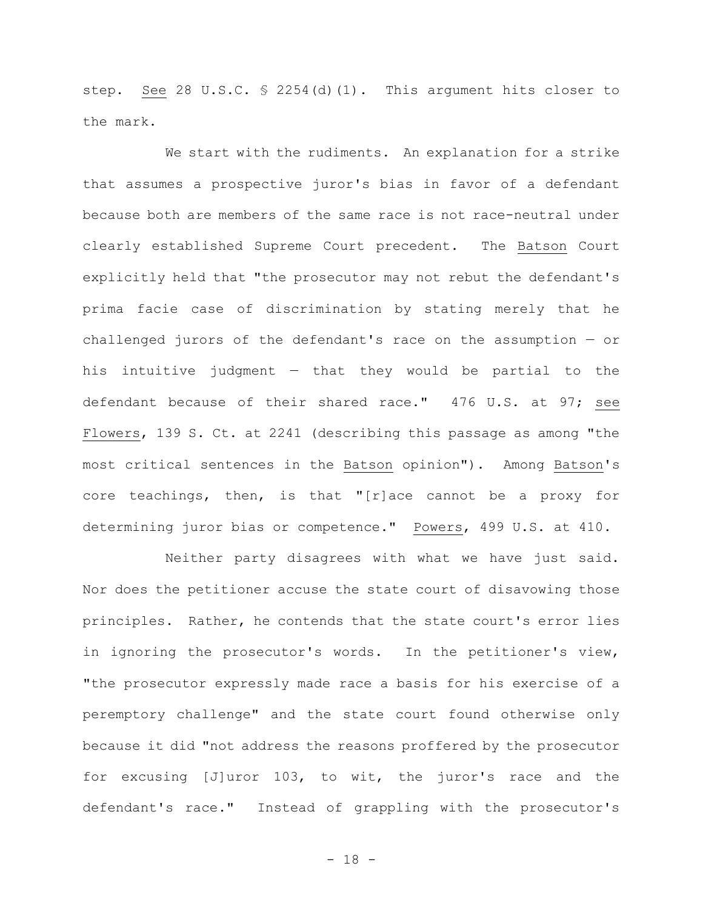step. See 28 U.S.C. § 2254(d)(1). This argument hits closer to the mark.

We start with the rudiments. An explanation for a strike that assumes a prospective juror's bias in favor of a defendant because both are members of the same race is not race-neutral under clearly established Supreme Court precedent. The Batson Court explicitly held that "the prosecutor may not rebut the defendant's prima facie case of discrimination by stating merely that he challenged jurors of the defendant's race on the assumption — or his intuitive judgment — that they would be partial to the defendant because of their shared race." 476 U.S. at 97; see Flowers, 139 S. Ct. at 2241 (describing this passage as among "the most critical sentences in the Batson opinion"). Among Batson's core teachings, then, is that "[r]ace cannot be a proxy for determining juror bias or competence." Powers, 499 U.S. at 410.

Neither party disagrees with what we have just said. Nor does the petitioner accuse the state court of disavowing those principles. Rather, he contends that the state court's error lies in ignoring the prosecutor's words. In the petitioner's view, "the prosecutor expressly made race a basis for his exercise of a peremptory challenge" and the state court found otherwise only because it did "not address the reasons proffered by the prosecutor for excusing [J]uror 103, to wit, the juror's race and the defendant's race." Instead of grappling with the prosecutor's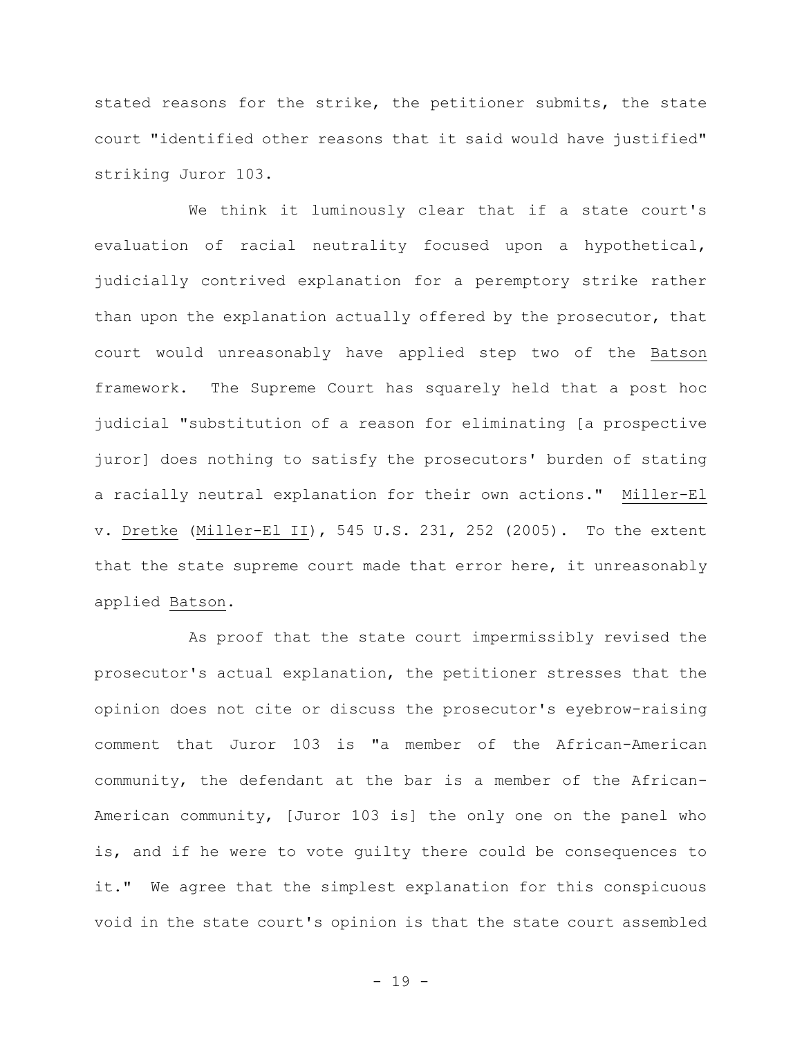stated reasons for the strike, the petitioner submits, the state court "identified other reasons that it said would have justified" striking Juror 103.

We think it luminously clear that if a state court's evaluation of racial neutrality focused upon a hypothetical, judicially contrived explanation for a peremptory strike rather than upon the explanation actually offered by the prosecutor, that court would unreasonably have applied step two of the Batson framework. The Supreme Court has squarely held that a post hoc judicial "substitution of a reason for eliminating [a prospective juror] does nothing to satisfy the prosecutors' burden of stating a racially neutral explanation for their own actions." Miller-El v. Dretke (Miller-El II), 545 U.S. 231, 252 (2005). To the extent that the state supreme court made that error here, it unreasonably applied Batson.

As proof that the state court impermissibly revised the prosecutor's actual explanation, the petitioner stresses that the opinion does not cite or discuss the prosecutor's eyebrow-raising comment that Juror 103 is "a member of the African-American community, the defendant at the bar is a member of the African-American community, [Juror 103 is] the only one on the panel who is, and if he were to vote guilty there could be consequences to it." We agree that the simplest explanation for this conspicuous void in the state court's opinion is that the state court assembled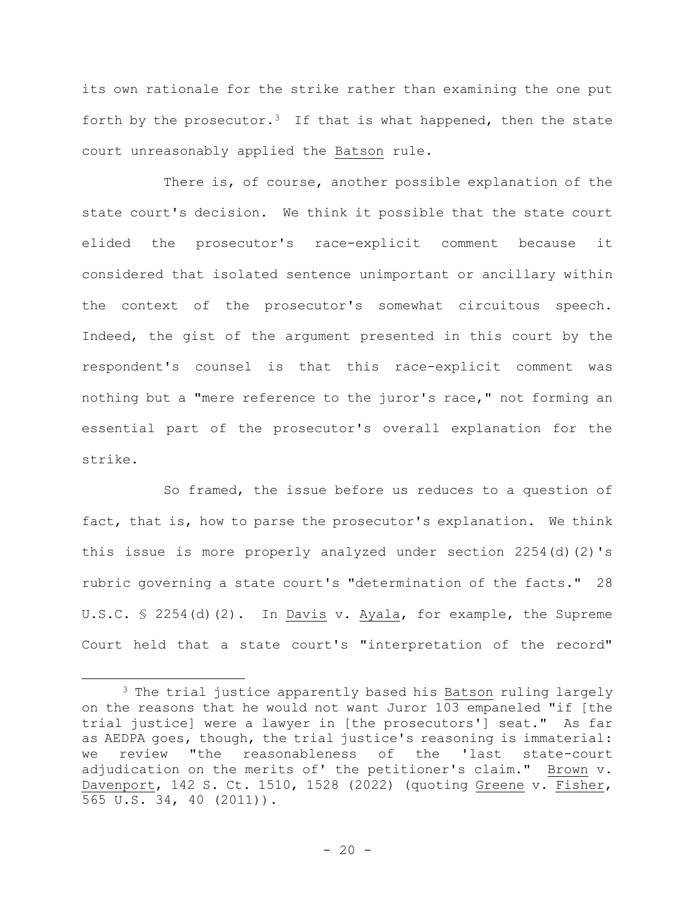its own rationale for the strike rather than examining the one put forth by the prosecutor.[3] If that is what happened, then the state court unreasonably applied the Batson rule.

There is, of course, another possible explanation of the state court's decision. We think it possible that the state court elided the prosecutor's race-explicit comment because it considered that isolated sentence unimportant or ancillary within the context of the prosecutor's somewhat circuitous speech. Indeed, the gist of the argument presented in this court by the respondent's counsel is that this race-explicit comment was nothing but a "mere reference to the juror's race," not forming an essential part of the prosecutor's overall explanation for the strike.

So framed, the issue before us reduces to a question of fact, that is, how to parse the prosecutor's explanation. We think this issue is more properly analyzed under section 2254(d)(2)'s rubric governing a state court's "determination of the facts." 28 U.S.C. § 2254(d)(2). In Davis v. Ayala, for example, the Supreme Court held that a state court's "interpretation of the record"

[3] The trial justice apparently based his Batson ruling largely on the reasons that he would not want Juror 103 empaneled "if [the trial justice] were a lawyer in [the prosecutors'] seat." As far as AEDPA goes, though, the trial justice's reasoning is immaterial: we review "the reasonableness of the 'last state-court adjudication on the merits of' the petitioner's claim." Brown v. Davenport, 142 S. Ct. 1510, 1528 (2022) (quoting Greene v. Fisher, 565 U.S. 34, 40 (2011)).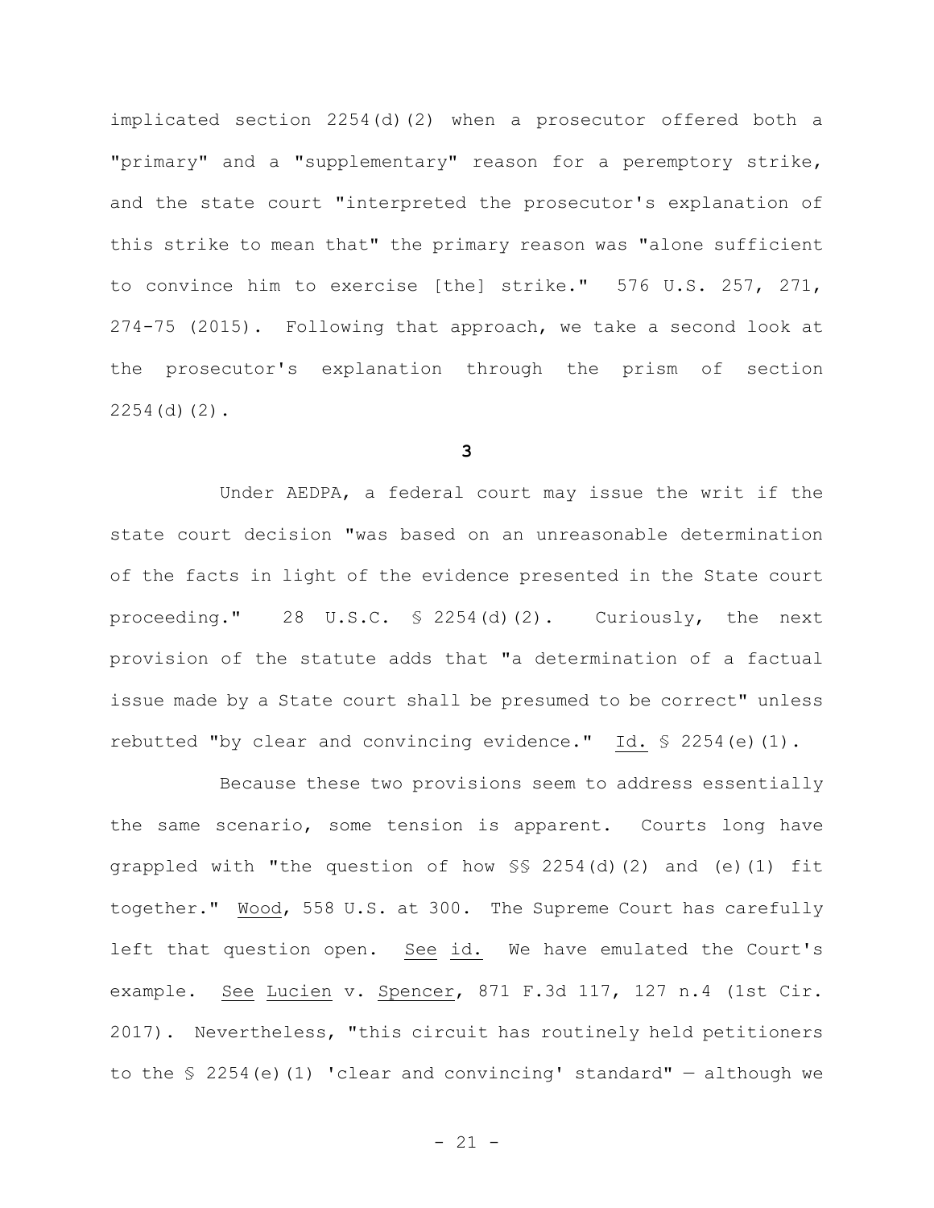implicated section 2254(d)(2) when a prosecutor offered both a "primary" and a "supplementary" reason for a peremptory strike, and the state court "interpreted the prosecutor's explanation of this strike to mean that" the primary reason was "alone sufficient to convince him to exercise [the] strike." 576 U.S. 257, 271, 274-75 (2015). Following that approach, we take a second look at the prosecutor's explanation through the prism of section 2254(d)(2).

**3**

Under AEDPA, a federal court may issue the writ if the state court decision "was based on an unreasonable determination of the facts in light of the evidence presented in the State court proceeding." 28 U.S.C. § 2254(d)(2). Curiously, the next provision of the statute adds that "a determination of a factual issue made by a State court shall be presumed to be correct" unless rebutted "by clear and convincing evidence." Id. § 2254(e)(1).

Because these two provisions seem to address essentially the same scenario, some tension is apparent. Courts long have grappled with "the question of how §§ 2254(d)(2) and (e)(1) fit together." Wood, 558 U.S. at 300. The Supreme Court has carefully left that question open. See id. We have emulated the Court's example. See Lucien v. Spencer, 871 F.3d 117, 127 n.4 (1st Cir. 2017). Nevertheless, "this circuit has routinely held petitioners to the § 2254(e)(1) 'clear and convincing' standard" — although we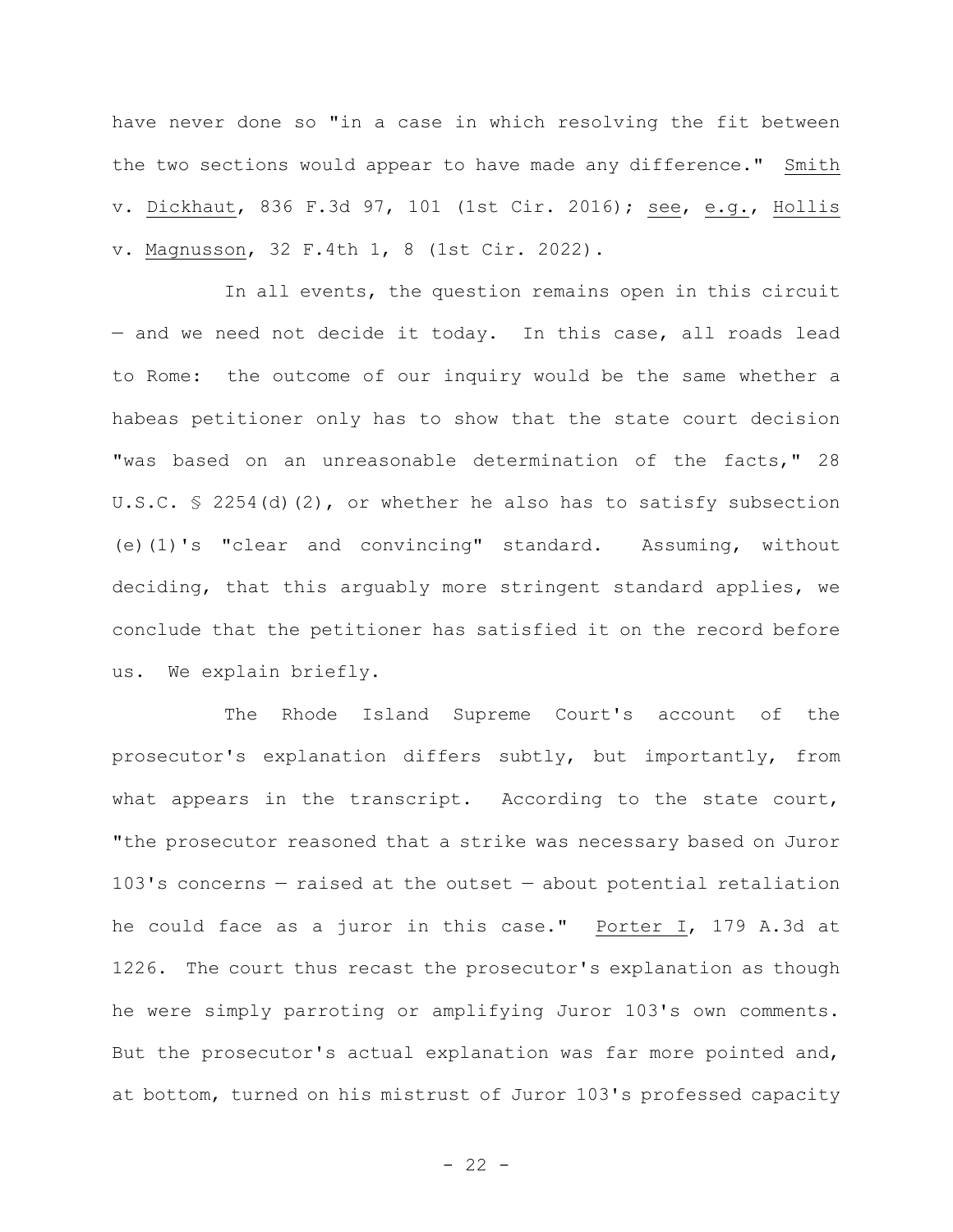have never done so "in a case in which resolving the fit between the two sections would appear to have made any difference." Smith v. Dickhaut, 836 F.3d 97, 101 (1st Cir. 2016); see, e.g., Hollis v. Magnusson, 32 F.4th 1, 8 (1st Cir. 2022).

In all events, the question remains open in this circuit — and we need not decide it today. In this case, all roads lead to Rome: the outcome of our inquiry would be the same whether a habeas petitioner only has to show that the state court decision "was based on an unreasonable determination of the facts," 28 U.S.C. § 2254(d)(2), or whether he also has to satisfy subsection (e)(1)'s "clear and convincing" standard. Assuming, without deciding, that this arguably more stringent standard applies, we conclude that the petitioner has satisfied it on the record before us. We explain briefly.

The Rhode Island Supreme Court's account of the prosecutor's explanation differs subtly, but importantly, from what appears in the transcript. According to the state court, "the prosecutor reasoned that a strike was necessary based on Juror 103's concerns — raised at the outset — about potential retaliation he could face as a juror in this case." Porter I, 179 A.3d at 1226. The court thus recast the prosecutor's explanation as though he were simply parroting or amplifying Juror 103's own comments. But the prosecutor's actual explanation was far more pointed and, at bottom, turned on his mistrust of Juror 103's professed capacity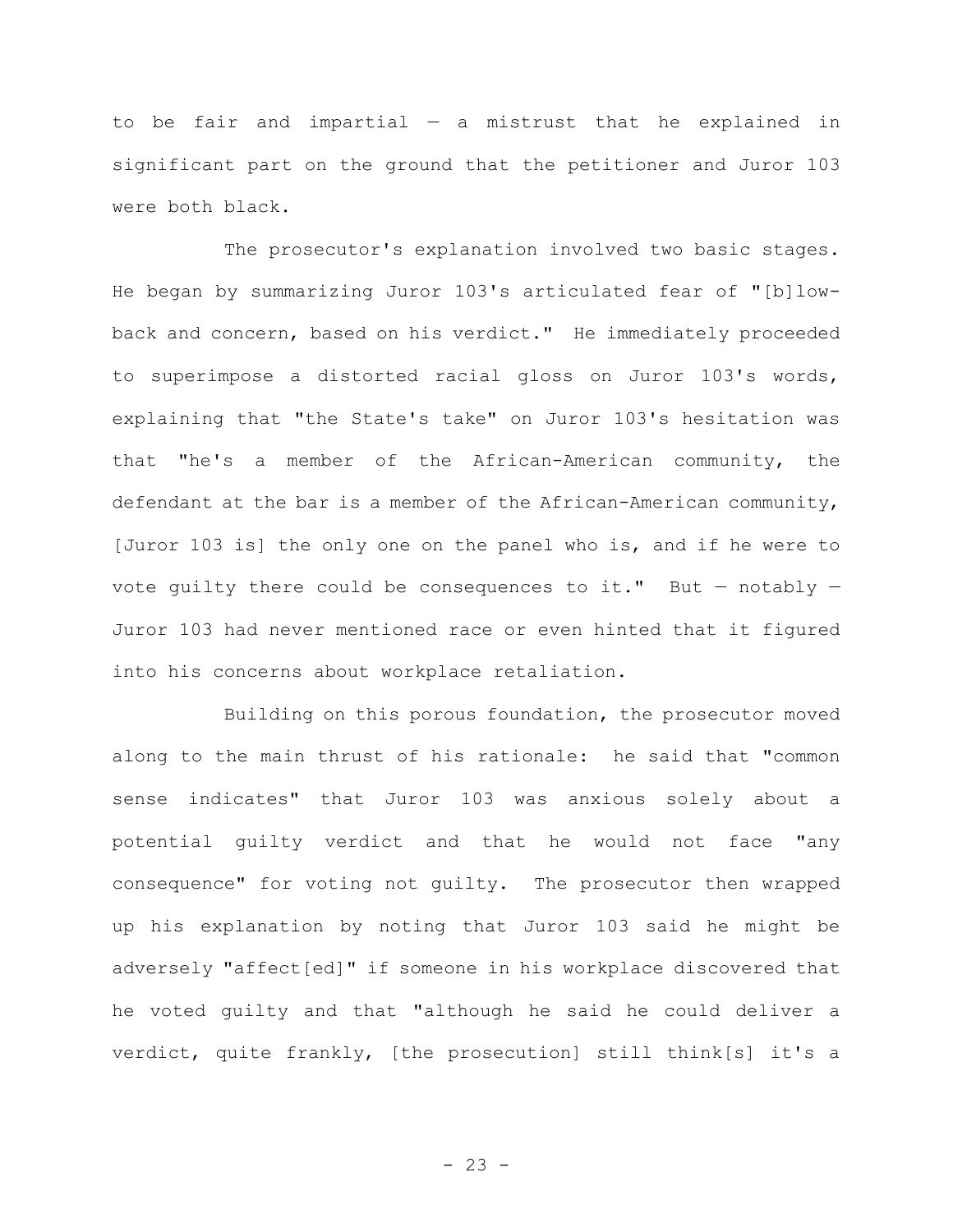to be fair and impartial — a mistrust that he explained in significant part on the ground that the petitioner and Juror 103 were both black.

The prosecutor's explanation involved two basic stages. He began by summarizing Juror 103's articulated fear of "[b]low-back and concern, based on his verdict." He immediately proceeded to superimpose a distorted racial gloss on Juror 103's words, explaining that "the State's take" on Juror 103's hesitation was that "he's a member of the African-American community, the defendant at the bar is a member of the African-American community, [Juror 103 is] the only one on the panel who is, and if he were to vote guilty there could be consequences to it." But — notably — Juror 103 had never mentioned race or even hinted that it figured into his concerns about workplace retaliation.

Building on this porous foundation, the prosecutor moved along to the main thrust of his rationale: he said that "common sense indicates" that Juror 103 was anxious solely about a potential guilty verdict and that he would not face "any consequence" for voting not guilty. The prosecutor then wrapped up his explanation by noting that Juror 103 said he might be adversely "affect[ed]" if someone in his workplace discovered that he voted guilty and that "although he said he could deliver a verdict, quite frankly, [the prosecution] still think[s] it's a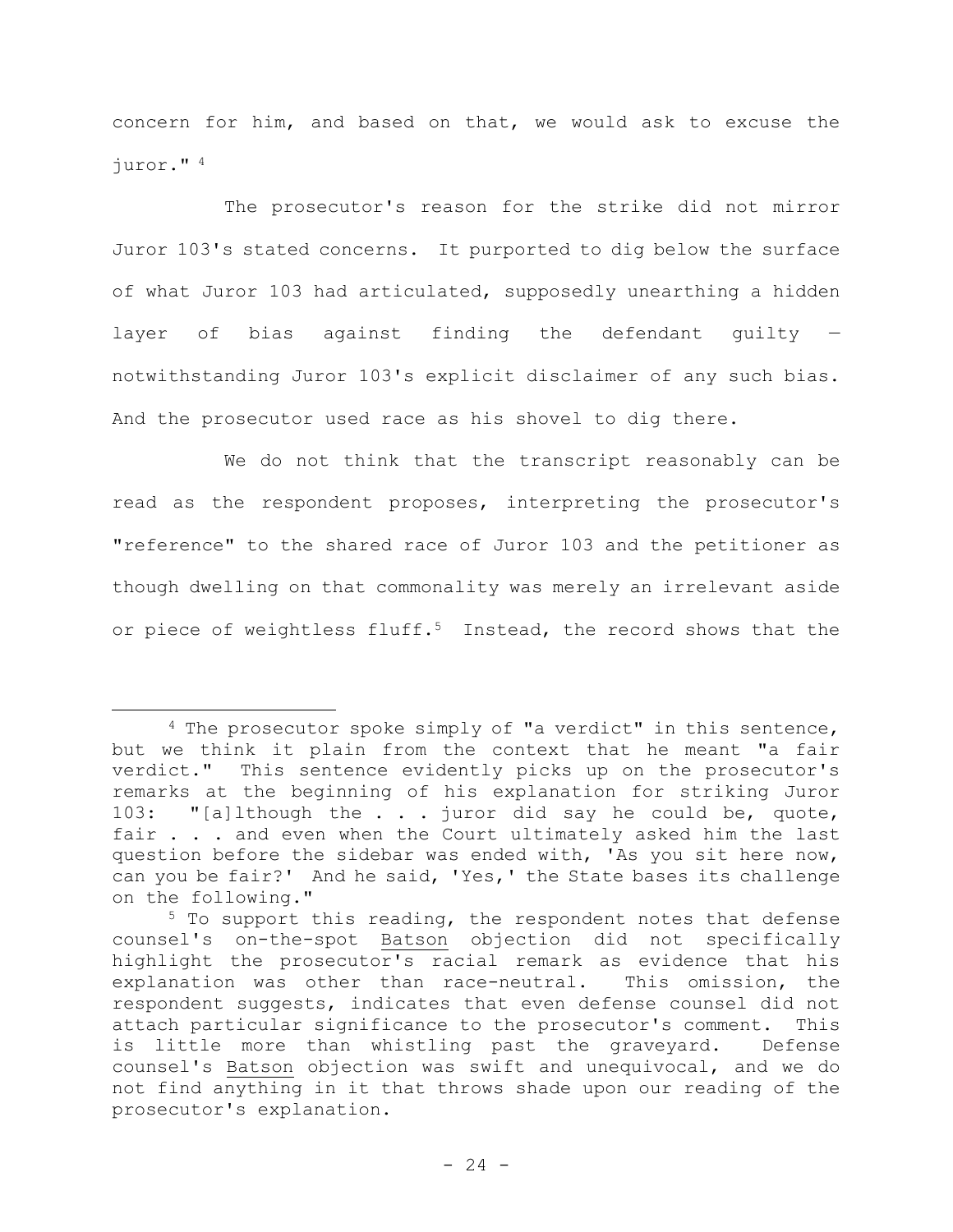concern for him, and based on that, we would ask to excuse the juror." [4]

The prosecutor's reason for the strike did not mirror Juror 103's stated concerns. It purported to dig below the surface of what Juror 103 had articulated, supposedly unearthing a hidden layer of bias against finding the defendant guilty — notwithstanding Juror 103's explicit disclaimer of any such bias. And the prosecutor used race as his shovel to dig there.

We do not think that the transcript reasonably can be read as the respondent proposes, interpreting the prosecutor's "reference" to the shared race of Juror 103 and the petitioner as though dwelling on that commonality was merely an irrelevant aside or piece of weightless fluff.[5] Instead, the record shows that the

---

[4] The prosecutor spoke simply of "a verdict" in this sentence, but we think it plain from the context that he meant "a fair verdict." This sentence evidently picks up on the prosecutor's remarks at the beginning of his explanation for striking Juror 103: "[a]lthough the . . . juror did say he could be, quote, fair . . . and even when the Court ultimately asked him the last question before the sidebar was ended with, 'As you sit here now, can you be fair?' And he said, 'Yes,' the State bases its challenge on the following."

[5] To support this reading, the respondent notes that defense counsel's on-the-spot Batson objection did not specifically highlight the prosecutor's racial remark as evidence that his explanation was other than race-neutral. This omission, the respondent suggests, indicates that even defense counsel did not attach particular significance to the prosecutor's comment. This is little more than whistling past the graveyard. Defense counsel's Batson objection was swift and unequivocal, and we do not find anything in it that throws shade upon our reading of the prosecutor's explanation.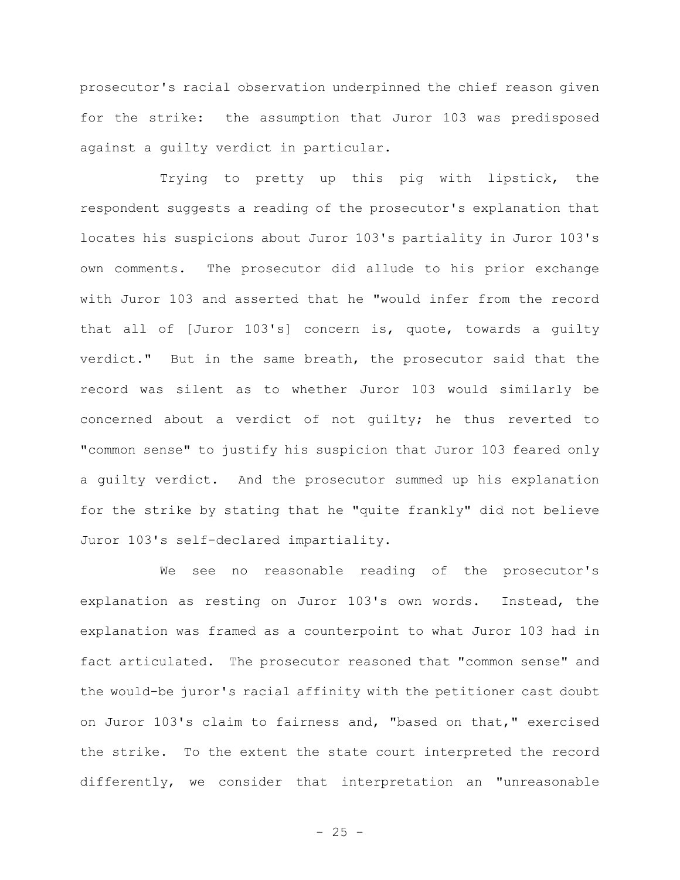prosecutor's racial observation underpinned the chief reason given for the strike: the assumption that Juror 103 was predisposed against a guilty verdict in particular.

Trying to pretty up this pig with lipstick, the respondent suggests a reading of the prosecutor's explanation that locates his suspicions about Juror 103's partiality in Juror 103's own comments. The prosecutor did allude to his prior exchange with Juror 103 and asserted that he "would infer from the record that all of [Juror 103's] concern is, quote, towards a guilty verdict." But in the same breath, the prosecutor said that the record was silent as to whether Juror 103 would similarly be concerned about a verdict of not guilty; he thus reverted to "common sense" to justify his suspicion that Juror 103 feared only a guilty verdict. And the prosecutor summed up his explanation for the strike by stating that he "quite frankly" did not believe Juror 103's self-declared impartiality.

We see no reasonable reading of the prosecutor's explanation as resting on Juror 103's own words. Instead, the explanation was framed as a counterpoint to what Juror 103 had in fact articulated. The prosecutor reasoned that "common sense" and the would-be juror's racial affinity with the petitioner cast doubt on Juror 103's claim to fairness and, "based on that," exercised the strike. To the extent the state court interpreted the record differently, we consider that interpretation an "unreasonable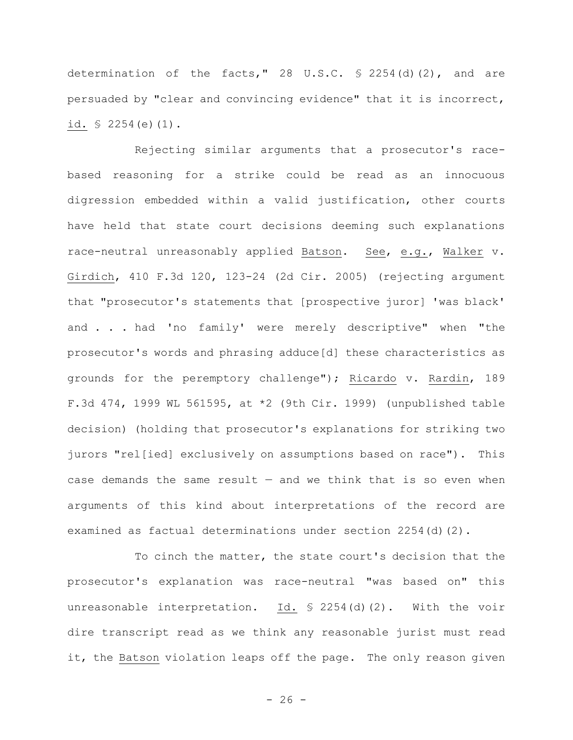determination of the facts," 28 U.S.C. § 2254(d)(2), and are persuaded by "clear and convincing evidence" that it is incorrect, id. § 2254(e)(1).

Rejecting similar arguments that a prosecutor's race-based reasoning for a strike could be read as an innocuous digression embedded within a valid justification, other courts have held that state court decisions deeming such explanations race-neutral unreasonably applied Batson. See, e.g., Walker v. Girdich, 410 F.3d 120, 123-24 (2d Cir. 2005) (rejecting argument that "prosecutor's statements that [prospective juror] 'was black' and . . . had 'no family' were merely descriptive" when "the prosecutor's words and phrasing adduce[d] these characteristics as grounds for the peremptory challenge"); Ricardo v. Rardin, 189 F.3d 474, 1999 WL 561595, at *2 (9th Cir. 1999) (unpublished table decision) (holding that prosecutor's explanations for striking two jurors "rel[ied] exclusively on assumptions based on race"). This case demands the same result — and we think that is so even when arguments of this kind about interpretations of the record are examined as factual determinations under section 2254(d)(2).

To cinch the matter, the state court's decision that the prosecutor's explanation was race-neutral "was based on" this unreasonable interpretation. Id. § 2254(d)(2). With the voir dire transcript read as we think any reasonable jurist must read it, the Batson violation leaps off the page. The only reason given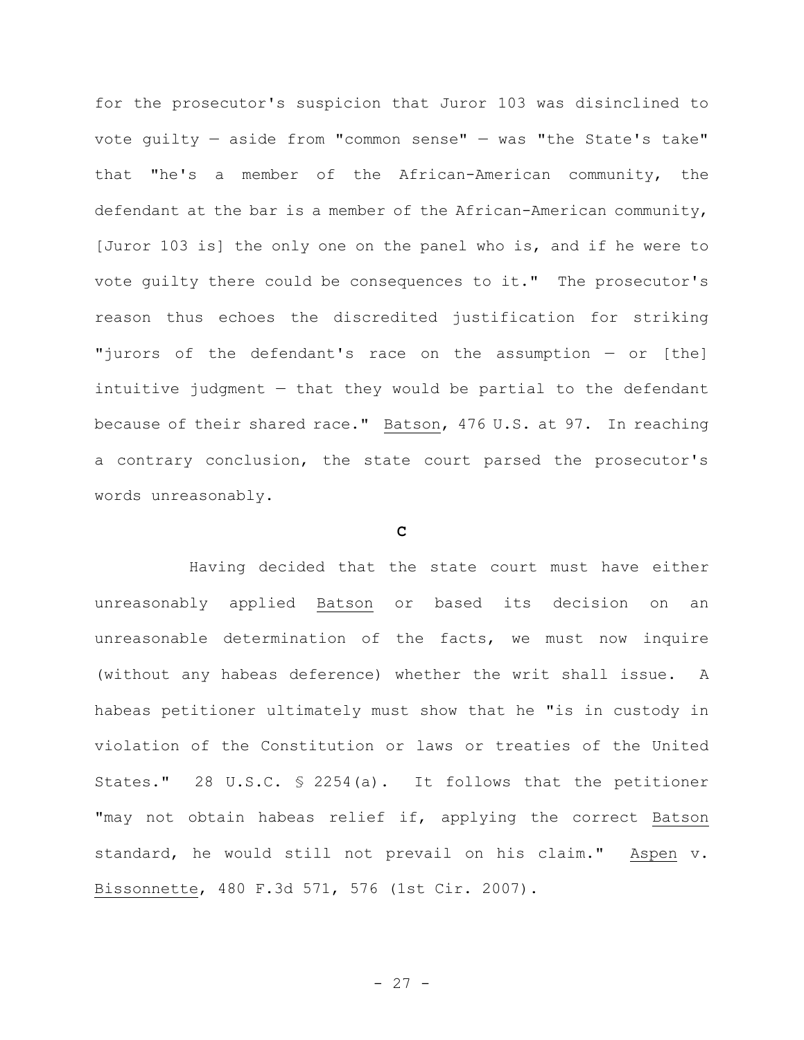for the prosecutor's suspicion that Juror 103 was disinclined to vote guilty — aside from "common sense" — was "the State's take" that "he's a member of the African-American community, the defendant at the bar is a member of the African-American community, [Juror 103 is] the only one on the panel who is, and if he were to vote guilty there could be consequences to it." The prosecutor's reason thus echoes the discredited justification for striking "jurors of the defendant's race on the assumption — or [the] intuitive judgment — that they would be partial to the defendant because of their shared race." Batson, 476 U.S. at 97. In reaching a contrary conclusion, the state court parsed the prosecutor's words unreasonably.

### C

Having decided that the state court must have either unreasonably applied Batson or based its decision on an unreasonable determination of the facts, we must now inquire (without any habeas deference) whether the writ shall issue. A habeas petitioner ultimately must show that he "is in custody in violation of the Constitution or laws or treaties of the United States." 28 U.S.C. § 2254(a). It follows that the petitioner "may not obtain habeas relief if, applying the correct Batson standard, he would still not prevail on his claim." Aspen v. Bissonnette, 480 F.3d 571, 576 (1st Cir. 2007).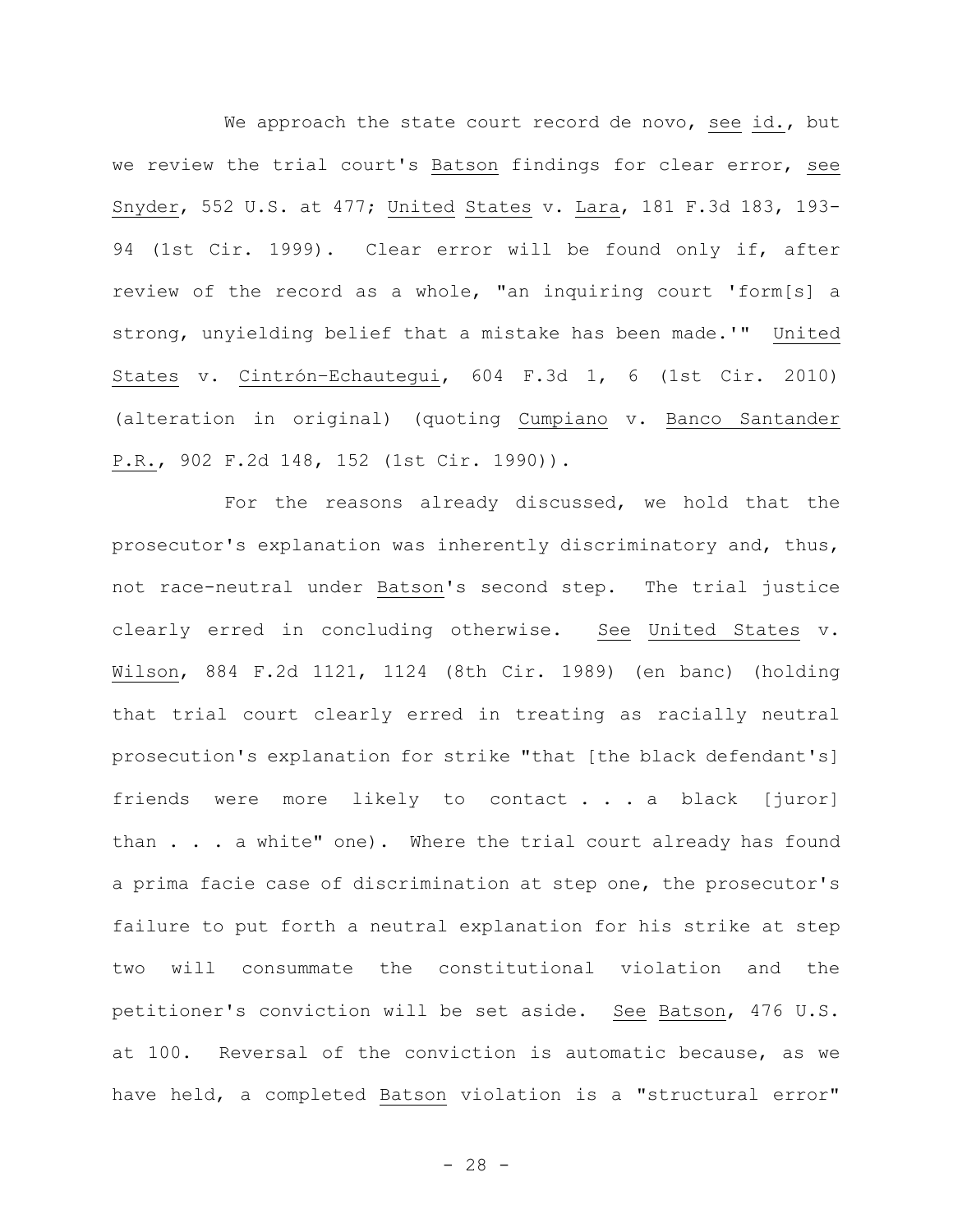We approach the state court record de novo, see id., but we review the trial court's Batson findings for clear error, see Snyder, 552 U.S. at 477; United States v. Lara, 181 F.3d 183, 193-94 (1st Cir. 1999). Clear error will be found only if, after review of the record as a whole, "an inquiring court 'form[s] a strong, unyielding belief that a mistake has been made.'" United States v. Cintrón-Echautegui, 604 F.3d 1, 6 (1st Cir. 2010) (alteration in original) (quoting Cumpiano v. Banco Santander P.R., 902 F.2d 148, 152 (1st Cir. 1990)).

For the reasons already discussed, we hold that the prosecutor's explanation was inherently discriminatory and, thus, not race-neutral under Batson's second step. The trial justice clearly erred in concluding otherwise. See United States v. Wilson, 884 F.2d 1121, 1124 (8th Cir. 1989) (en banc) (holding that trial court clearly erred in treating as racially neutral prosecution's explanation for strike "that [the black defendant's] friends were more likely to contact . . . a black [juror] than . . . a white" one). Where the trial court already has found a prima facie case of discrimination at step one, the prosecutor's failure to put forth a neutral explanation for his strike at step two will consummate the constitutional violation and the petitioner's conviction will be set aside. See Batson, 476 U.S. at 100. Reversal of the conviction is automatic because, as we have held, a completed Batson violation is a "structural error"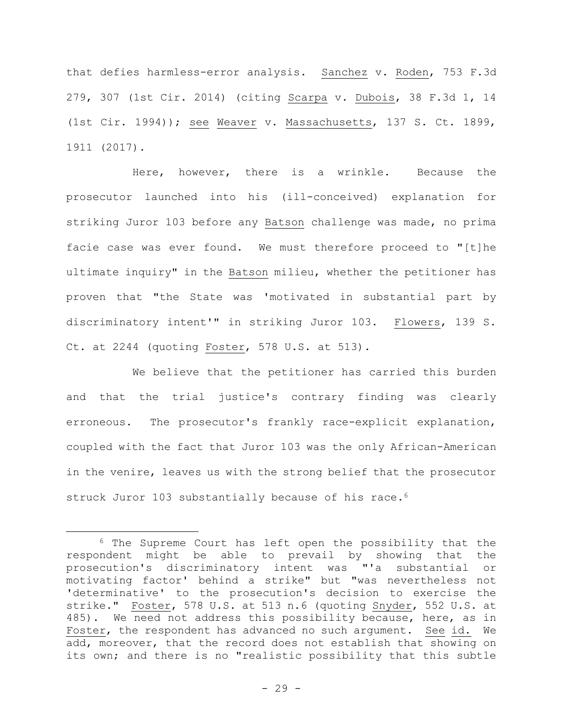that defies harmless-error analysis. Sanchez v. Roden, 753 F.3d 279, 307 (1st Cir. 2014) (citing Scarpa v. Dubois, 38 F.3d 1, 14 (1st Cir. 1994)); see Weaver v. Massachusetts, 137 S. Ct. 1899, 1911 (2017).

Here, however, there is a wrinkle. Because the prosecutor launched into his (ill-conceived) explanation for striking Juror 103 before any Batson challenge was made, no prima facie case was ever found. We must therefore proceed to "[t]he ultimate inquiry" in the Batson milieu, whether the petitioner has proven that "the State was 'motivated in substantial part by discriminatory intent'" in striking Juror 103. Flowers, 139 S. Ct. at 2244 (quoting Foster, 578 U.S. at 513).

We believe that the petitioner has carried this burden and that the trial justice's contrary finding was clearly erroneous. The prosecutor's frankly race-explicit explanation, coupled with the fact that Juror 103 was the only African-American in the venire, leaves us with the strong belief that the prosecutor struck Juror 103 substantially because of his race.[6]

[6] The Supreme Court has left open the possibility that the respondent might be able to prevail by showing that the prosecution's discriminatory intent was "'a substantial or motivating factor' behind a strike" but "was nevertheless not 'determinative' to the prosecution's decision to exercise the strike." Foster, 578 U.S. at 513 n.6 (quoting Snyder, 552 U.S. at 485). We need not address this possibility because, here, as in Foster, the respondent has advanced no such argument. See id. We add, moreover, that the record does not establish that showing on its own; and there is no "realistic possibility that this subtle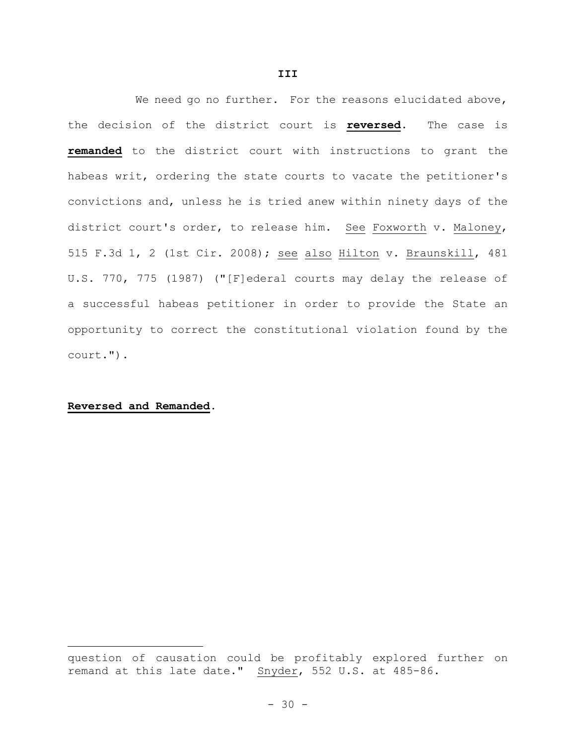## III

We need go no further. For the reasons elucidated above, the decision of the district court is **reversed**. The case is **remanded** to the district court with instructions to grant the habeas writ, ordering the state courts to vacate the petitioner's convictions and, unless he is tried anew within ninety days of the district court's order, to release him. See Foxworth v. Maloney, 515 F.3d 1, 2 (1st Cir. 2008); see also Hilton v. Braunskill, 481 U.S. 770, 775 (1987) ("[F]ederal courts may delay the release of a successful habeas petitioner in order to provide the State an opportunity to correct the constitutional violation found by the court.").

**Reversed and Remanded**.

---

question of causation could be profitably explored further on remand at this late date." Snyder, 552 U.S. at 485-86.